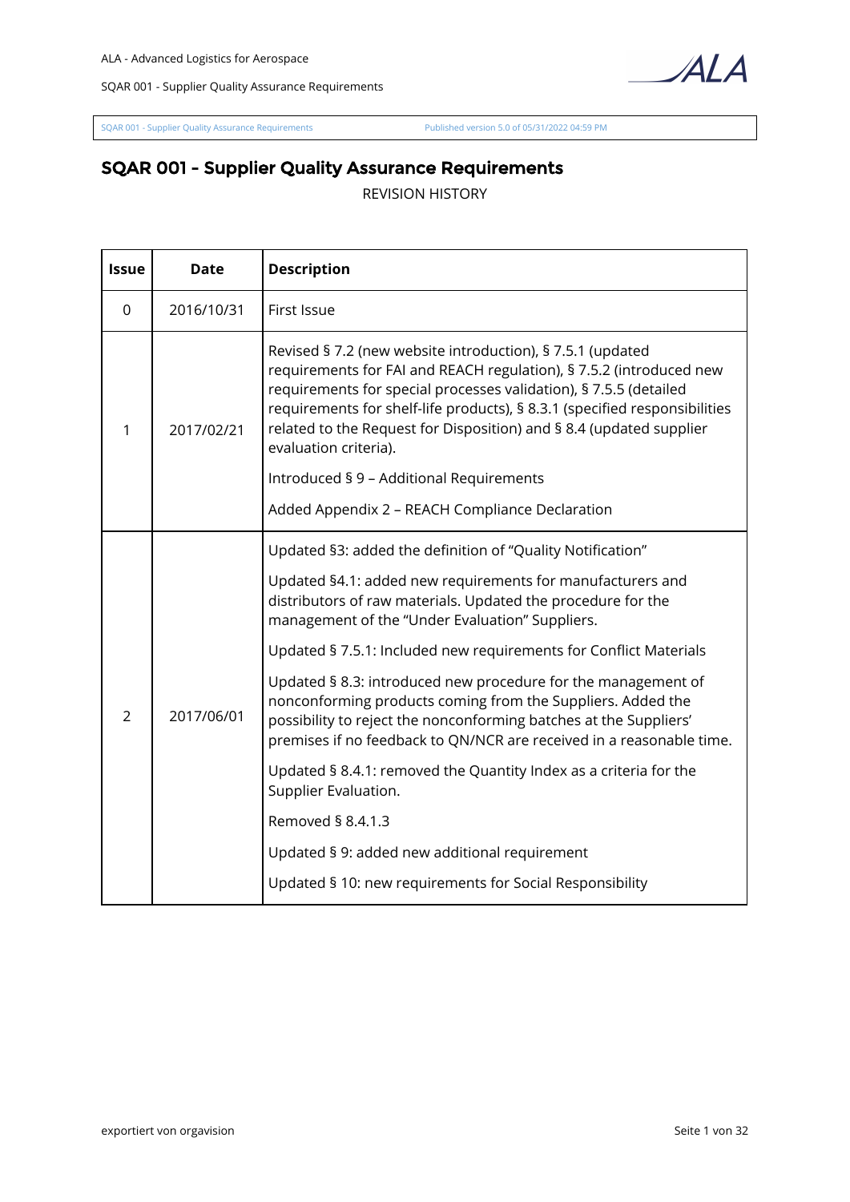# SQAR 001 - Supplier Quality Assurance Requirements

REVISION HISTORY

| Issue | Date | Description |
|---|---|---|
| 0 | 2016/10/31 | First Issue |
| 1 | 2017/02/21 | Revised § 7.2 (new website introduction), § 7.5.1 (updated requirements for FAI and REACH regulation), § 7.5.2 (introduced new requirements for special processes validation), § 7.5.5 (detailed requirements for shelf-life products), § 8.3.1 (specified responsibilities related to the Request for Disposition) and § 8.4 (updated supplier evaluation criteria).<br><br>Introduced § 9 – Additional Requirements<br><br>Added Appendix 2 – REACH Compliance Declaration |
| 2 | 2017/06/01 | Updated §3: added the definition of "Quality Notification"<br><br>Updated §4.1: added new requirements for manufacturers and distributors of raw materials. Updated the procedure for the management of the "Under Evaluation" Suppliers.<br><br>Updated § 7.5.1: Included new requirements for Conflict Materials<br><br>Updated § 8.3: introduced new procedure for the management of nonconforming products coming from the Suppliers. Added the possibility to reject the nonconforming batches at the Suppliers' premises if no feedback to QN/NCR are received in a reasonable time.<br><br>Updated § 8.4.1: removed the Quantity Index as a criteria for the Supplier Evaluation.<br><br>Removed § 8.4.1.3<br><br>Updated § 9: added new additional requirement<br><br>Updated § 10: new requirements for Social Responsibility |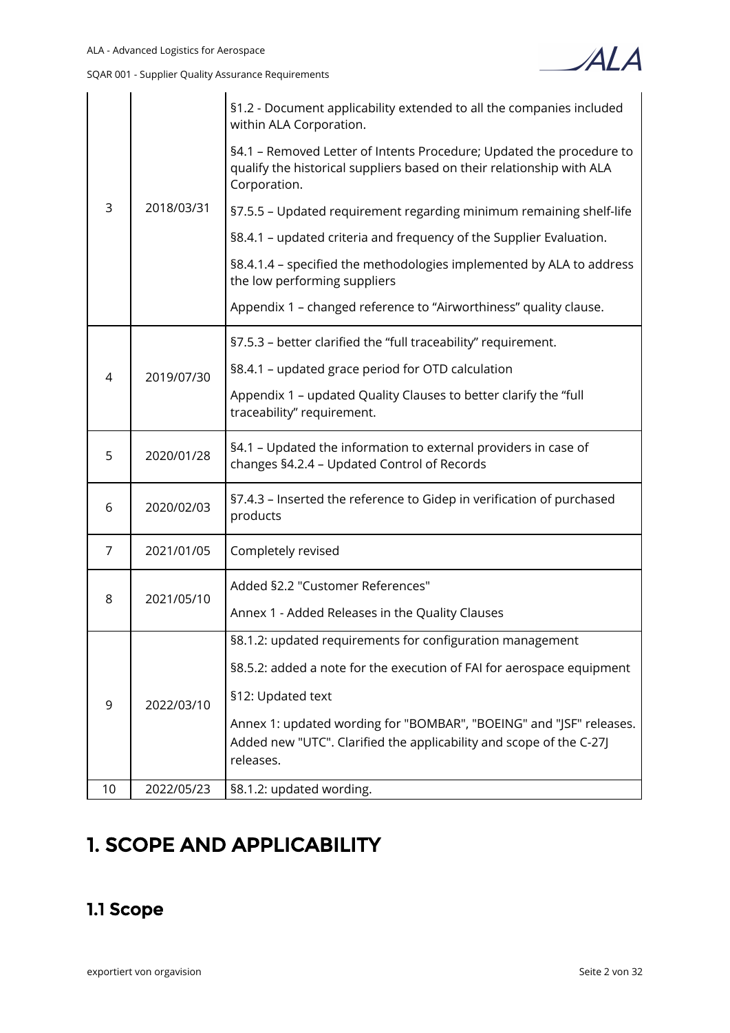| | | |
|---|---|---|
| 3 | 2018/03/31 | §1.2 - Document applicability extended to all the companies included within ALA Corporation.<br>§4.1 – Removed Letter of Intents Procedure; Updated the procedure to qualify the historical suppliers based on their relationship with ALA Corporation.<br>§7.5.5 – Updated requirement regarding minimum remaining shelf-life<br>§8.4.1 – updated criteria and frequency of the Supplier Evaluation.<br>§8.4.1.4 – specified the methodologies implemented by ALA to address the low performing suppliers<br>Appendix 1 – changed reference to "Airworthiness" quality clause. |
| 4 | 2019/07/30 | §7.5.3 – better clarified the "full traceability" requirement.<br>§8.4.1 – updated grace period for OTD calculation<br>Appendix 1 – updated Quality Clauses to better clarify the "full traceability" requirement. |
| 5 | 2020/01/28 | §4.1 – Updated the information to external providers in case of changes §4.2.4 – Updated Control of Records |
| 6 | 2020/02/03 | §7.4.3 – Inserted the reference to Gidep in verification of purchased products |
| 7 | 2021/01/05 | Completely revised |
| 8 | 2021/05/10 | Added §2.2 "Customer References"<br>Annex 1 - Added Releases in the Quality Clauses |
| 9 | 2022/03/10 | §8.1.2: updated requirements for configuration management<br>§8.5.2: added a note for the execution of FAI for aerospace equipment<br>§12: Updated text<br>Annex 1: updated wording for "BOMBAR", "BOEING" and "JSF" releases. Added new "UTC". Clarified the applicability and scope of the C-27J releases. |
| 10 | 2022/05/23 | §8.1.2: updated wording. |

# 1. SCOPE AND APPLICABILITY

## 1.1 Scope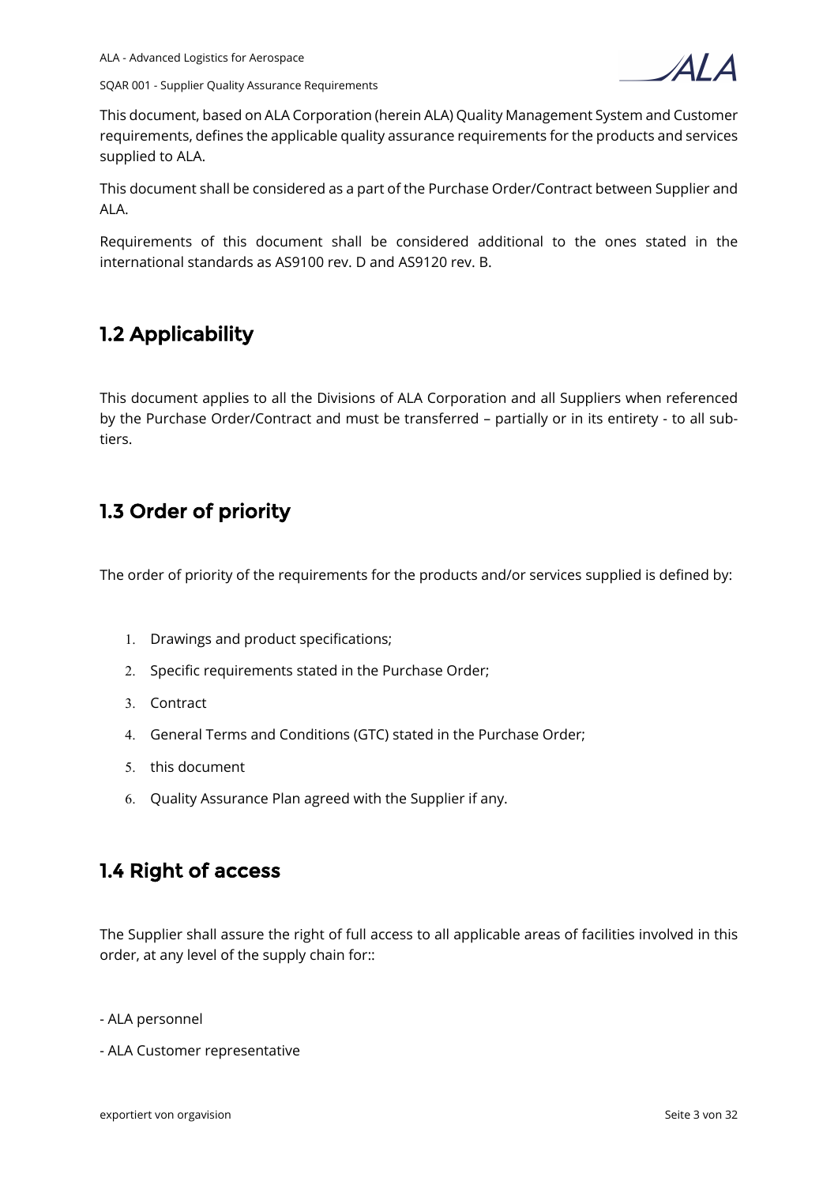This document, based on ALA Corporation (herein ALA) Quality Management System and Customer requirements, defines the applicable quality assurance requirements for the products and services supplied to ALA.

This document shall be considered as a part of the Purchase Order/Contract between Supplier and ALA.

Requirements of this document shall be considered additional to the ones stated in the international standards as AS9100 rev. D and AS9120 rev. B.

## 1.2 Applicability

This document applies to all the Divisions of ALA Corporation and all Suppliers when referenced by the Purchase Order/Contract and must be transferred – partially or in its entirety - to all sub-tiers.

## 1.3 Order of priority

The order of priority of the requirements for the products and/or services supplied is defined by:

1. Drawings and product specifications;
2. Specific requirements stated in the Purchase Order;
3. Contract
4. General Terms and Conditions (GTC) stated in the Purchase Order;
5. this document
6. Quality Assurance Plan agreed with the Supplier if any.

## 1.4 Right of access

The Supplier shall assure the right of full access to all applicable areas of facilities involved in this order, at any level of the supply chain for::

- ALA personnel
- ALA Customer representative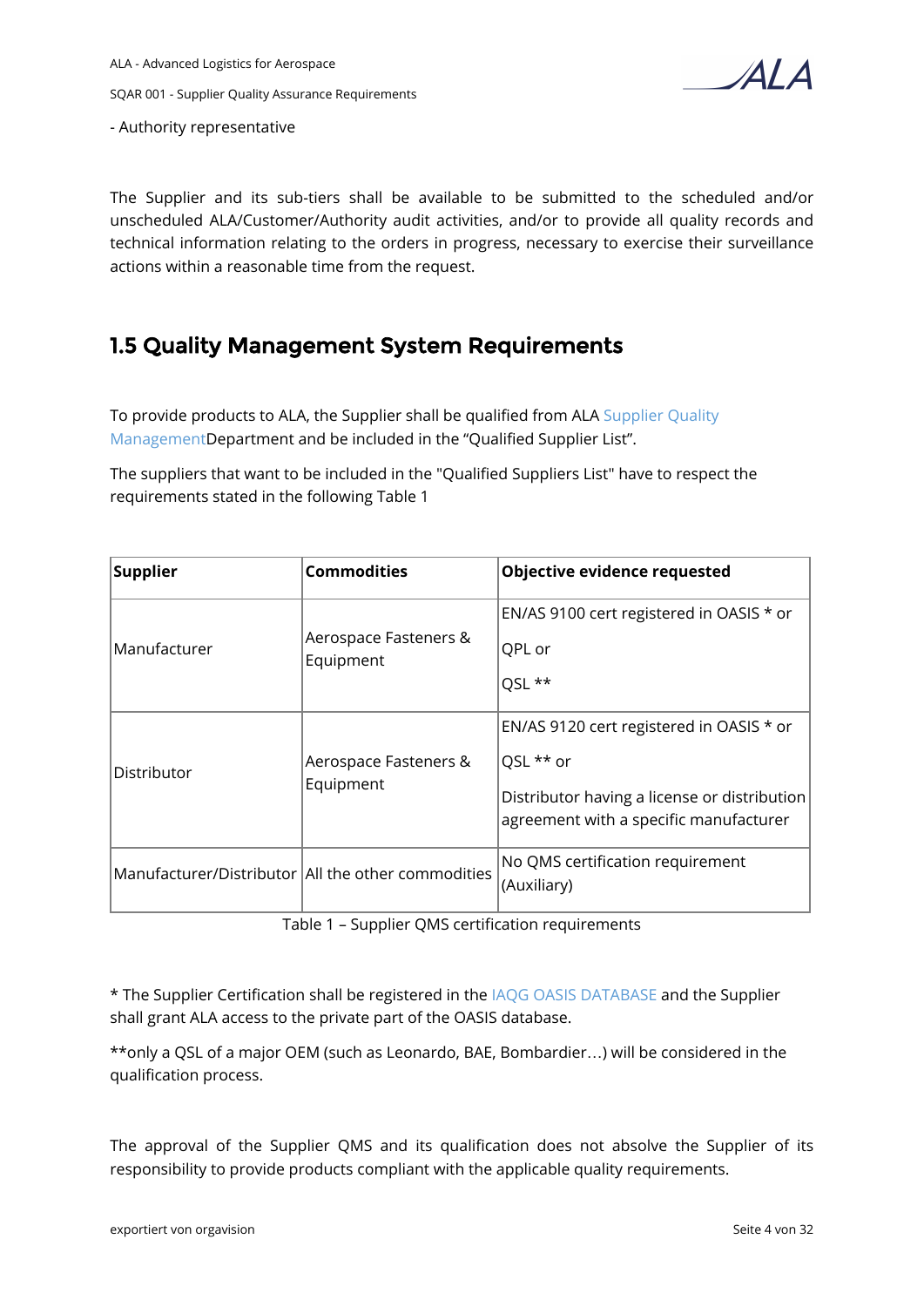- Authority representative

The Supplier and its sub-tiers shall be available to be submitted to the scheduled and/or unscheduled ALA/Customer/Authority audit activities, and/or to provide all quality records and technical information relating to the orders in progress, necessary to exercise their surveillance actions within a reasonable time from the request.

## 1.5 Quality Management System Requirements

To provide products to ALA, the Supplier shall be qualified from ALA Supplier Quality ManagementDepartment and be included in the "Qualified Supplier List".

The suppliers that want to be included in the "Qualified Suppliers List" have to respect the requirements stated in the following Table 1

| **Supplier** | **Commodities** | **Objective evidence requested** |
|---|---|---|
| Manufacturer | Aerospace Fasteners & Equipment | EN/AS 9100 cert registered in OASIS * or<br>QPL or<br>QSL ** |
| Distributor | Aerospace Fasteners & Equipment | EN/AS 9120 cert registered in OASIS * or<br>QSL ** or<br>Distributor having a license or distribution agreement with a specific manufacturer |
| Manufacturer/Distributor | All the other commodities | No QMS certification requirement (Auxiliary) |

Table 1 – Supplier QMS certification requirements

* The Supplier Certification shall be registered in the IAQG OASIS DATABASE and the Supplier shall grant ALA access to the private part of the OASIS database.

**only a QSL of a major OEM (such as Leonardo, BAE, Bombardier…) will be considered in the qualification process.

The approval of the Supplier QMS and its qualification does not absolve the Supplier of its responsibility to provide products compliant with the applicable quality requirements.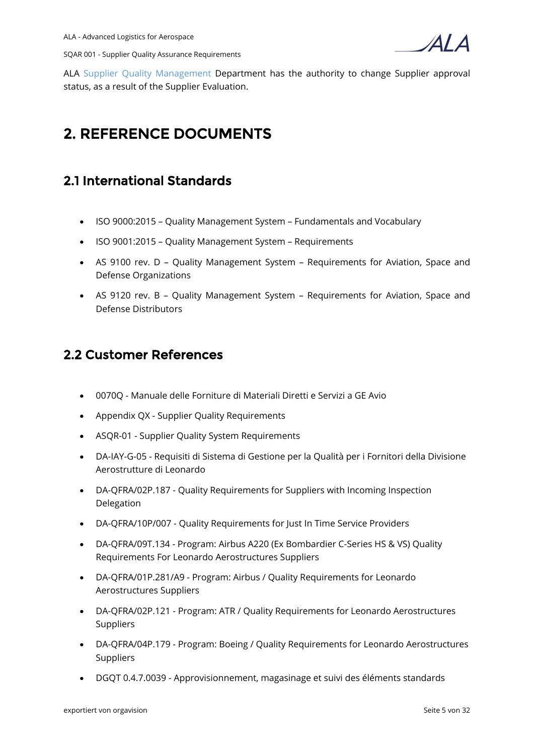ALA Supplier Quality Management Department has the authority to change Supplier approval status, as a result of the Supplier Evaluation.

# 2. REFERENCE DOCUMENTS

## 2.1 International Standards

- ISO 9000:2015 – Quality Management System – Fundamentals and Vocabulary
- ISO 9001:2015 – Quality Management System – Requirements
- AS 9100 rev. D – Quality Management System – Requirements for Aviation, Space and Defense Organizations
- AS 9120 rev. B – Quality Management System – Requirements for Aviation, Space and Defense Distributors

## 2.2 Customer References

- 0070Q - Manuale delle Forniture di Materiali Diretti e Servizi a GE Avio
- Appendix QX - Supplier Quality Requirements
- ASQR-01 - Supplier Quality System Requirements
- DA-IAY-G-05 - Requisiti di Sistema di Gestione per la Qualità per i Fornitori della Divisione Aerostrutture di Leonardo
- DA-QFRA/02P.187 - Quality Requirements for Suppliers with Incoming Inspection Delegation
- DA-QFRA/10P/007 - Quality Requirements for Just In Time Service Providers
- DA-QFRA/09T.134 - Program: Airbus A220 (Ex Bombardier C-Series HS & VS) Quality Requirements For Leonardo Aerostructures Suppliers
- DA-QFRA/01P.281/A9 - Program: Airbus / Quality Requirements for Leonardo Aerostructures Suppliers
- DA-QFRA/02P.121 - Program: ATR / Quality Requirements for Leonardo Aerostructures Suppliers
- DA-QFRA/04P.179 - Program: Boeing / Quality Requirements for Leonardo Aerostructures Suppliers
- DGQT 0.4.7.0039 - Approvisionnement, magasinage et suivi des éléments standards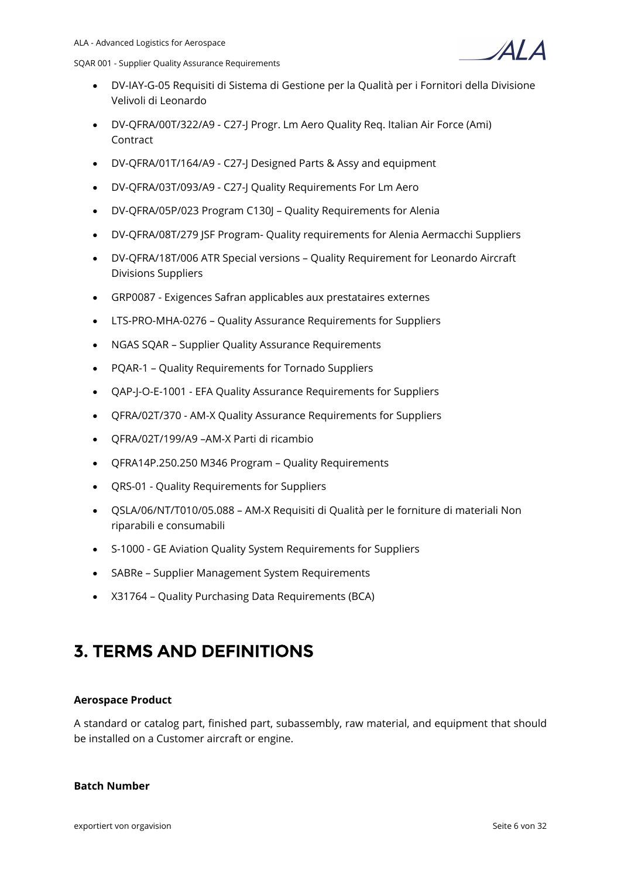- DV-IAY-G-05 Requisiti di Sistema di Gestione per la Qualità per i Fornitori della Divisione Velivoli di Leonardo
- DV-QFRA/00T/322/A9 - C27-J Progr. Lm Aero Quality Req. Italian Air Force (Ami) Contract
- DV-QFRA/01T/164/A9 - C27-J Designed Parts & Assy and equipment
- DV-QFRA/03T/093/A9 - C27-J Quality Requirements For Lm Aero
- DV-QFRA/05P/023 Program C130J – Quality Requirements for Alenia
- DV-QFRA/08T/279 JSF Program- Quality requirements for Alenia Aermacchi Suppliers
- DV-QFRA/18T/006 ATR Special versions – Quality Requirement for Leonardo Aircraft Divisions Suppliers
- GRP0087 - Exigences Safran applicables aux prestataires externes
- LTS-PRO-MHA-0276 – Quality Assurance Requirements for Suppliers
- NGAS SQAR – Supplier Quality Assurance Requirements
- PQAR-1 – Quality Requirements for Tornado Suppliers
- QAP-J-O-E-1001 - EFA Quality Assurance Requirements for Suppliers
- QFRA/02T/370 - AM-X Quality Assurance Requirements for Suppliers
- QFRA/02T/199/A9 –AM-X Parti di ricambio
- QFRA14P.250.250 M346 Program – Quality Requirements
- QRS-01 - Quality Requirements for Suppliers
- QSLA/06/NT/T010/05.088 – AM-X Requisiti di Qualità per le forniture di materiali Non riparabili e consumabili
- S-1000 - GE Aviation Quality System Requirements for Suppliers
- SABRe – Supplier Management System Requirements
- X31764 – Quality Purchasing Data Requirements (BCA)

# 3. TERMS AND DEFINITIONS

**Aerospace Product**

A standard or catalog part, finished part, subassembly, raw material, and equipment that should be installed on a Customer aircraft or engine.

**Batch Number**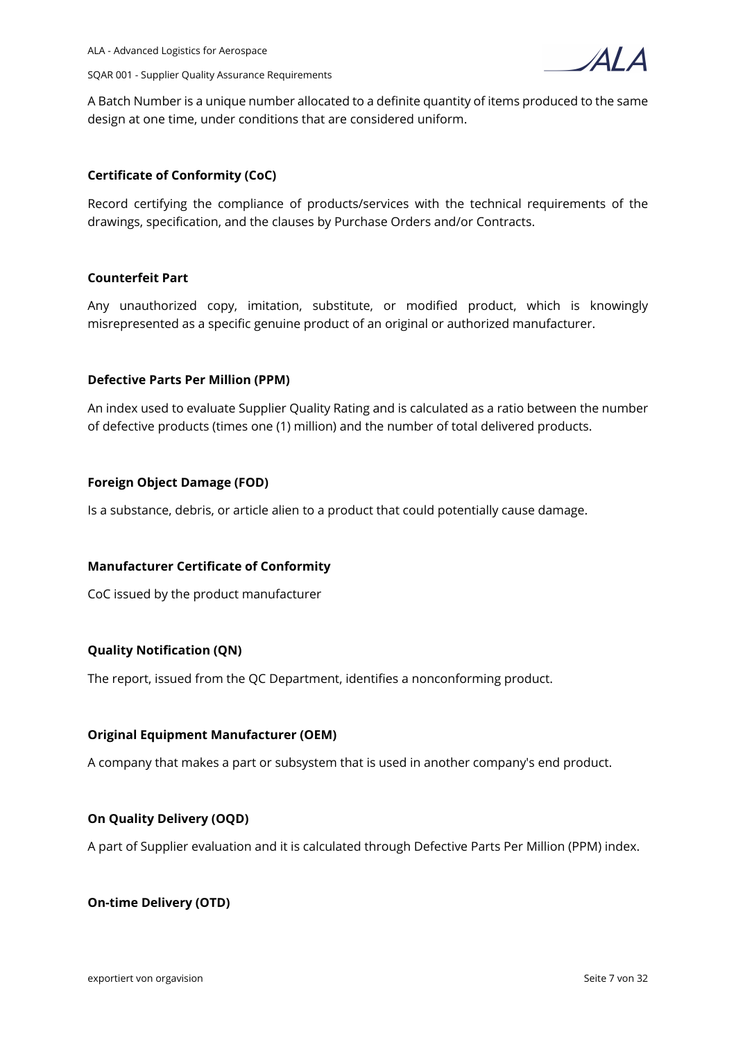A Batch Number is a unique number allocated to a definite quantity of items produced to the same design at one time, under conditions that are considered uniform.

**Certificate of Conformity (CoC)**

Record certifying the compliance of products/services with the technical requirements of the drawings, specification, and the clauses by Purchase Orders and/or Contracts.

**Counterfeit Part**

Any unauthorized copy, imitation, substitute, or modified product, which is knowingly misrepresented as a specific genuine product of an original or authorized manufacturer.

**Defective Parts Per Million (PPM)**

An index used to evaluate Supplier Quality Rating and is calculated as a ratio between the number of defective products (times one (1) million) and the number of total delivered products.

**Foreign Object Damage (FOD)**

Is a substance, debris, or article alien to a product that could potentially cause damage.

**Manufacturer Certificate of Conformity**

CoC issued by the product manufacturer

**Quality Notification (QN)**

The report, issued from the QC Department, identifies a nonconforming product.

**Original Equipment Manufacturer (OEM)**

A company that makes a part or subsystem that is used in another company's end product.

**On Quality Delivery (OQD)**

A part of Supplier evaluation and it is calculated through Defective Parts Per Million (PPM) index.

**On-time Delivery (OTD)**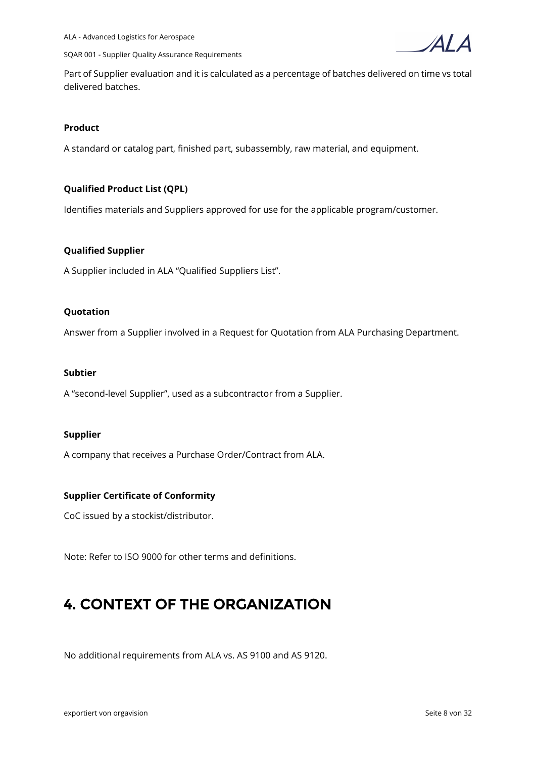Part of Supplier evaluation and it is calculated as a percentage of batches delivered on time vs total delivered batches.

**Product**

A standard or catalog part, finished part, subassembly, raw material, and equipment.

**Qualified Product List (QPL)**

Identifies materials and Suppliers approved for use for the applicable program/customer.

**Qualified Supplier**

A Supplier included in ALA “Qualified Suppliers List”.

**Quotation**

Answer from a Supplier involved in a Request for Quotation from ALA Purchasing Department.

**Subtier**

A “second-level Supplier”, used as a subcontractor from a Supplier.

**Supplier**

A company that receives a Purchase Order/Contract from ALA.

**Supplier Certificate of Conformity**

CoC issued by a stockist/distributor.

Note: Refer to ISO 9000 for other terms and definitions.

# 4. CONTEXT OF THE ORGANIZATION

No additional requirements from ALA vs. AS 9100 and AS 9120.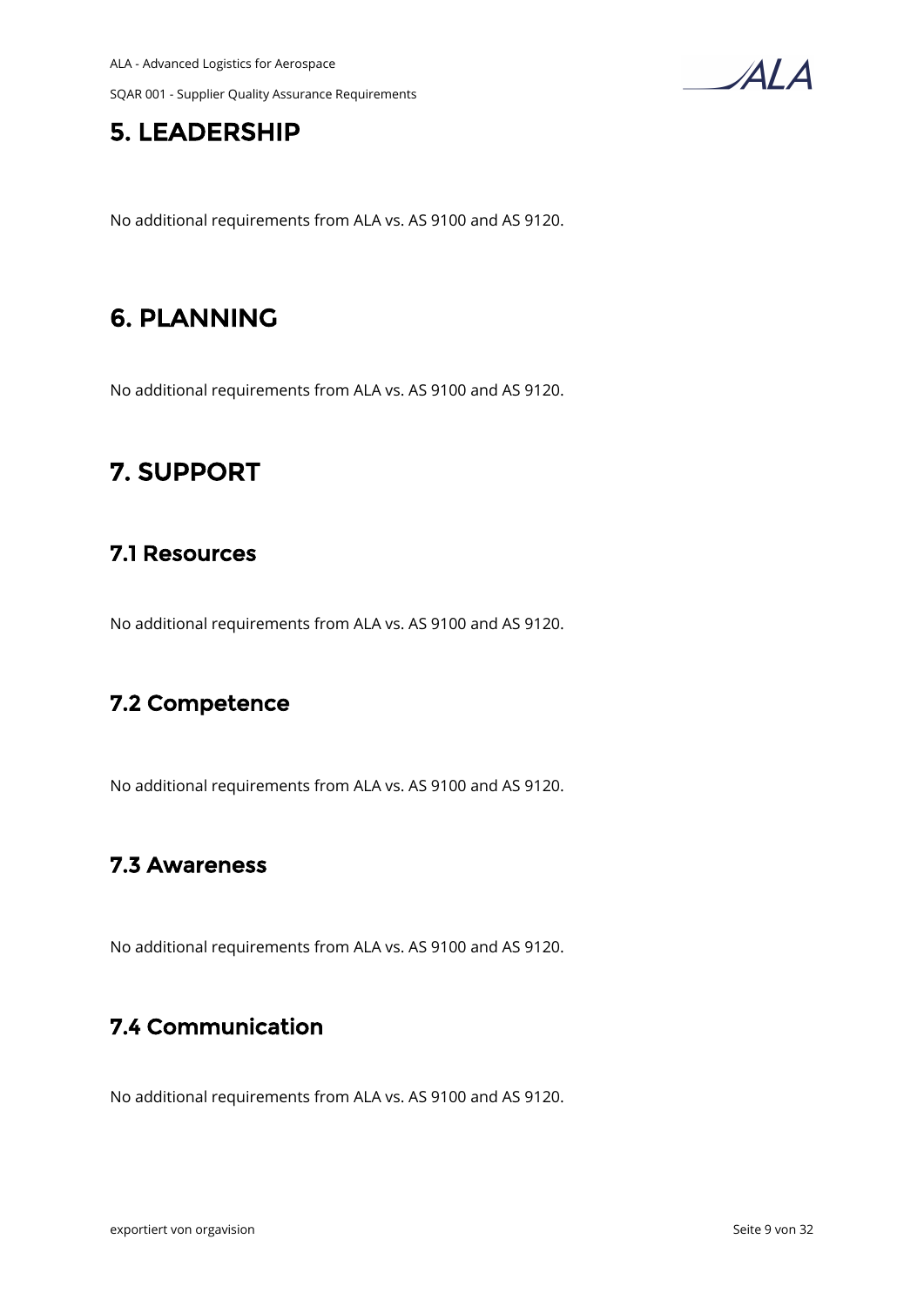# 5. LEADERSHIP

No additional requirements from ALA vs. AS 9100 and AS 9120.

# 6. PLANNING

No additional requirements from ALA vs. AS 9100 and AS 9120.

# 7. SUPPORT

## 7.1 Resources

No additional requirements from ALA vs. AS 9100 and AS 9120.

## 7.2 Competence

No additional requirements from ALA vs. AS 9100 and AS 9120.

## 7.3 Awareness

No additional requirements from ALA vs. AS 9100 and AS 9120.

## 7.4 Communication

No additional requirements from ALA vs. AS 9100 and AS 9120.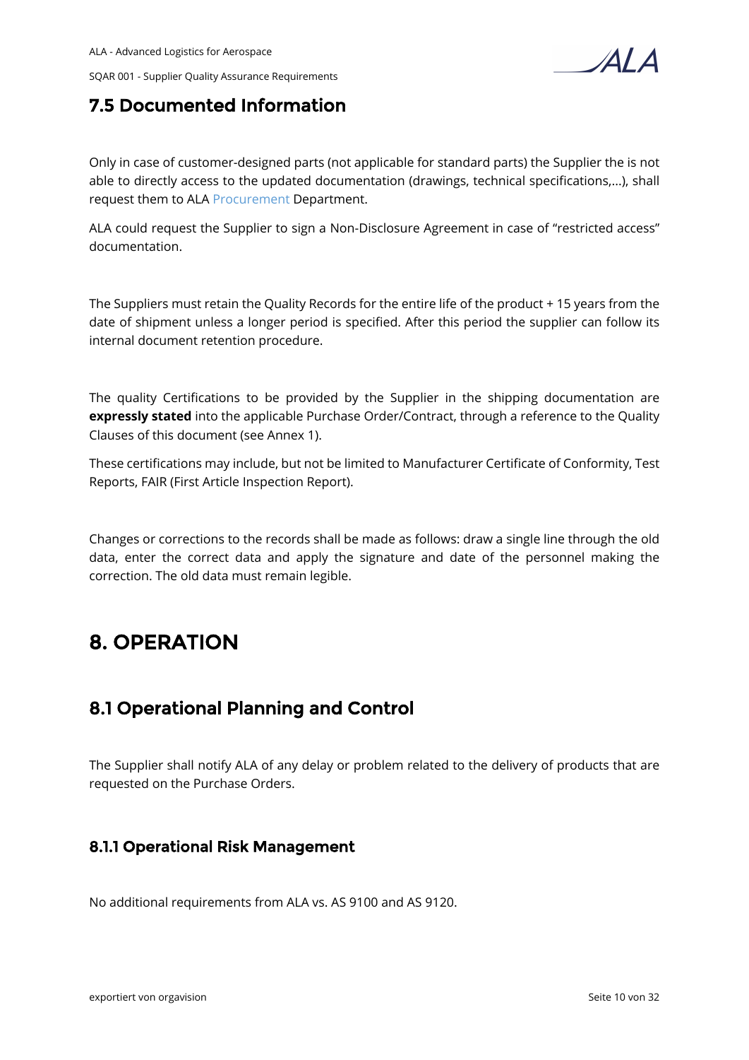## 7.5 Documented Information

Only in case of customer-designed parts (not applicable for standard parts) the Supplier the is not able to directly access to the updated documentation (drawings, technical specifications,...), shall request them to ALA Procurement Department.

ALA could request the Supplier to sign a Non-Disclosure Agreement in case of "restricted access" documentation.

The Suppliers must retain the Quality Records for the entire life of the product + 15 years from the date of shipment unless a longer period is specified. After this period the supplier can follow its internal document retention procedure.

The quality Certifications to be provided by the Supplier in the shipping documentation are **expressly stated** into the applicable Purchase Order/Contract, through a reference to the Quality Clauses of this document (see Annex 1).

These certifications may include, but not be limited to Manufacturer Certificate of Conformity, Test Reports, FAIR (First Article Inspection Report).

Changes or corrections to the records shall be made as follows: draw a single line through the old data, enter the correct data and apply the signature and date of the personnel making the correction. The old data must remain legible.

# 8. OPERATION

## 8.1 Operational Planning and Control

The Supplier shall notify ALA of any delay or problem related to the delivery of products that are requested on the Purchase Orders.

### 8.1.1 Operational Risk Management

No additional requirements from ALA vs. AS 9100 and AS 9120.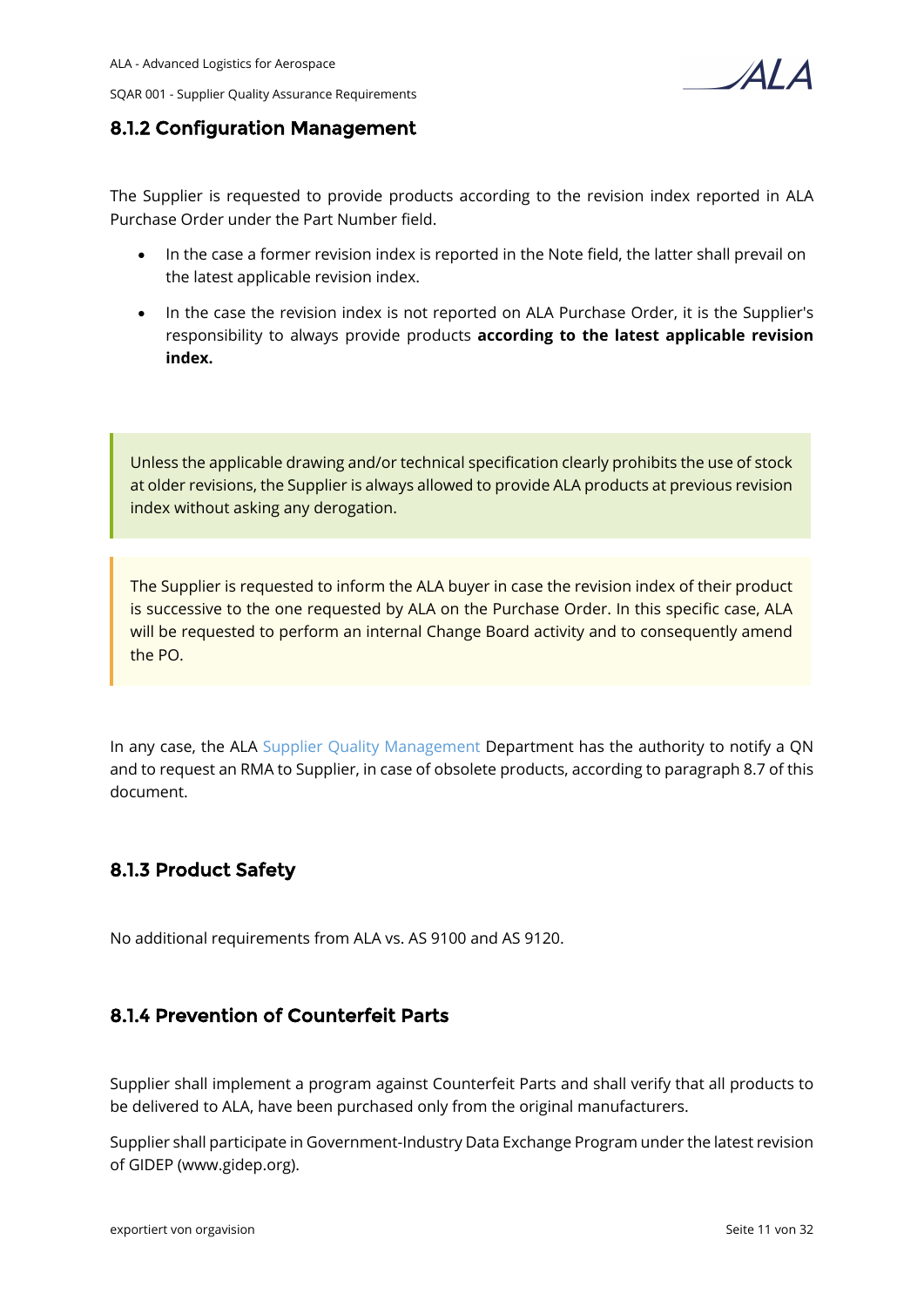### 8.1.2 Configuration Management

The Supplier is requested to provide products according to the revision index reported in ALA Purchase Order under the Part Number field.

- In the case a former revision index is reported in the Note field, the latter shall prevail on the latest applicable revision index.
- In the case the revision index is not reported on ALA Purchase Order, it is the Supplier's responsibility to always provide products **according to the latest applicable revision index.**

> Unless the applicable drawing and/or technical specification clearly prohibits the use of stock at older revisions, the Supplier is always allowed to provide ALA products at previous revision index without asking any derogation.

> The Supplier is requested to inform the ALA buyer in case the revision index of their product is successive to the one requested by ALA on the Purchase Order. In this specific case, ALA will be requested to perform an internal Change Board activity and to consequently amend the PO.

In any case, the ALA Supplier Quality Management Department has the authority to notify a QN and to request an RMA to Supplier, in case of obsolete products, according to paragraph 8.7 of this document.

### 8.1.3 Product Safety

No additional requirements from ALA vs. AS 9100 and AS 9120.

### 8.1.4 Prevention of Counterfeit Parts

Supplier shall implement a program against Counterfeit Parts and shall verify that all products to be delivered to ALA, have been purchased only from the original manufacturers.

Supplier shall participate in Government-Industry Data Exchange Program under the latest revision of GIDEP (www.gidep.org).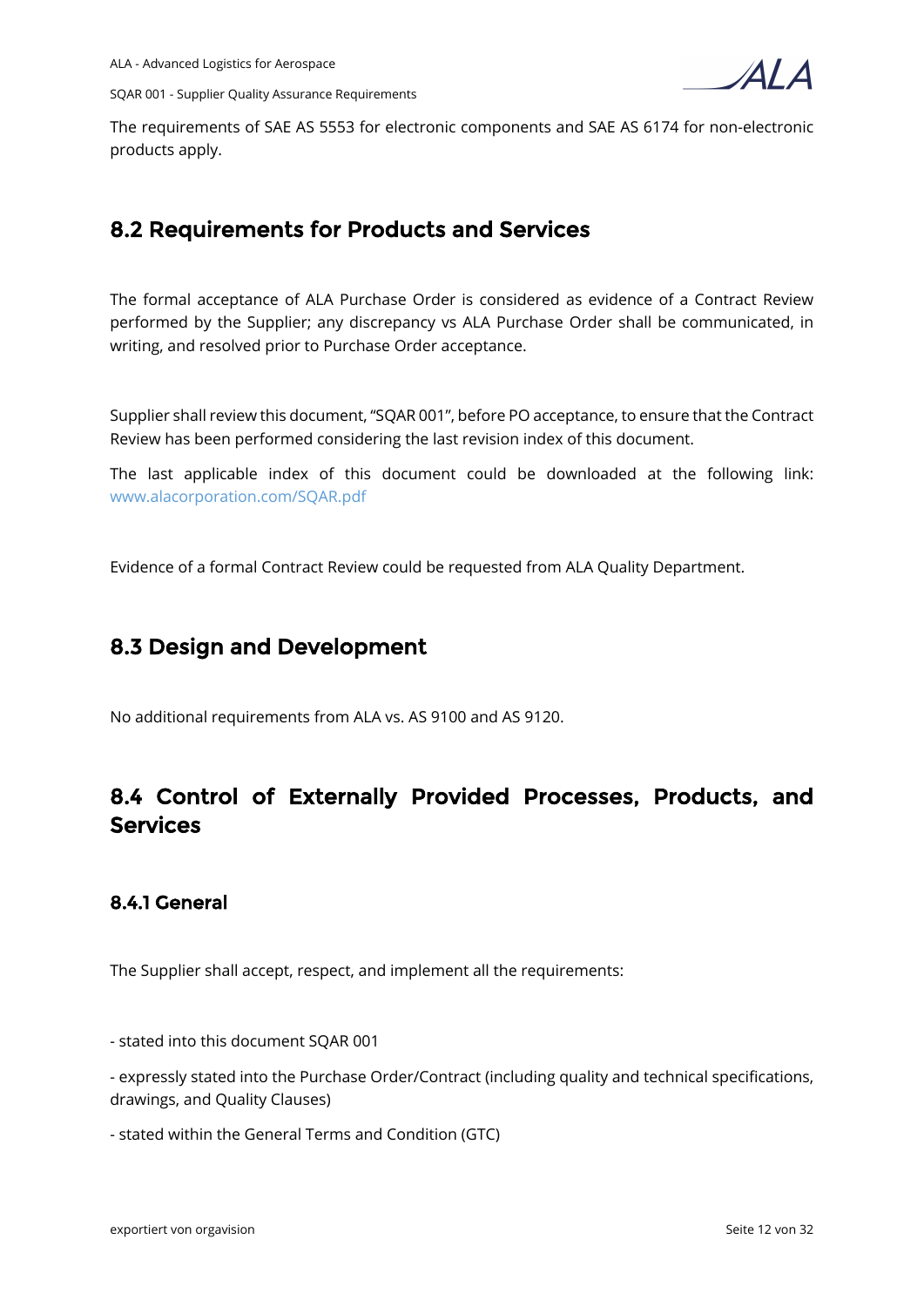The requirements of SAE AS 5553 for electronic components and SAE AS 6174 for non-electronic products apply.

## 8.2 Requirements for Products and Services

The formal acceptance of ALA Purchase Order is considered as evidence of a Contract Review performed by the Supplier; any discrepancy vs ALA Purchase Order shall be communicated, in writing, and resolved prior to Purchase Order acceptance.

Supplier shall review this document, “SQAR 001”, before PO acceptance, to ensure that the Contract Review has been performed considering the last revision index of this document.

The last applicable index of this document could be downloaded at the following link: www.alacorporation.com/SQAR.pdf

Evidence of a formal Contract Review could be requested from ALA Quality Department.

## 8.3 Design and Development

No additional requirements from ALA vs. AS 9100 and AS 9120.

## 8.4 Control of Externally Provided Processes, Products, and Services

### 8.4.1 General

The Supplier shall accept, respect, and implement all the requirements:

- stated into this document SQAR 001

- expressly stated into the Purchase Order/Contract (including quality and technical specifications, drawings, and Quality Clauses)

- stated within the General Terms and Condition (GTC)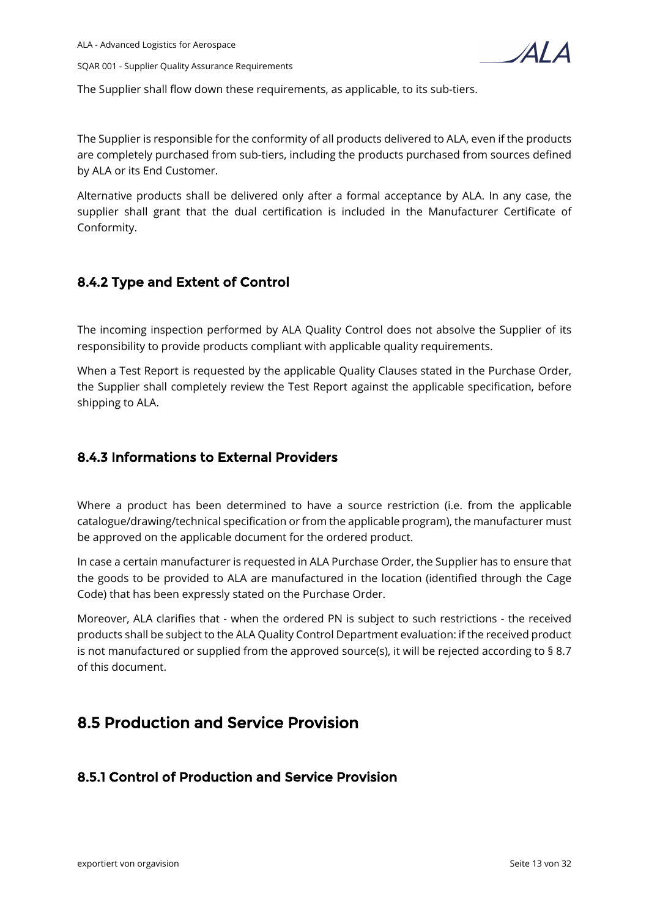The Supplier shall flow down these requirements, as applicable, to its sub-tiers.

The Supplier is responsible for the conformity of all products delivered to ALA, even if the products are completely purchased from sub-tiers, including the products purchased from sources defined by ALA or its End Customer.

Alternative products shall be delivered only after a formal acceptance by ALA. In any case, the supplier shall grant that the dual certification is included in the Manufacturer Certificate of Conformity.

### 8.4.2 Type and Extent of Control

The incoming inspection performed by ALA Quality Control does not absolve the Supplier of its responsibility to provide products compliant with applicable quality requirements.

When a Test Report is requested by the applicable Quality Clauses stated in the Purchase Order, the Supplier shall completely review the Test Report against the applicable specification, before shipping to ALA.

### 8.4.3 Informations to External Providers

Where a product has been determined to have a source restriction (i.e. from the applicable catalogue/drawing/technical specification or from the applicable program), the manufacturer must be approved on the applicable document for the ordered product.

In case a certain manufacturer is requested in ALA Purchase Order, the Supplier has to ensure that the goods to be provided to ALA are manufactured in the location (identified through the Cage Code) that has been expressly stated on the Purchase Order.

Moreover, ALA clarifies that - when the ordered PN is subject to such restrictions - the received products shall be subject to the ALA Quality Control Department evaluation: if the received product is not manufactured or supplied from the approved source(s), it will be rejected according to § 8.7 of this document.

## 8.5 Production and Service Provision

### 8.5.1 Control of Production and Service Provision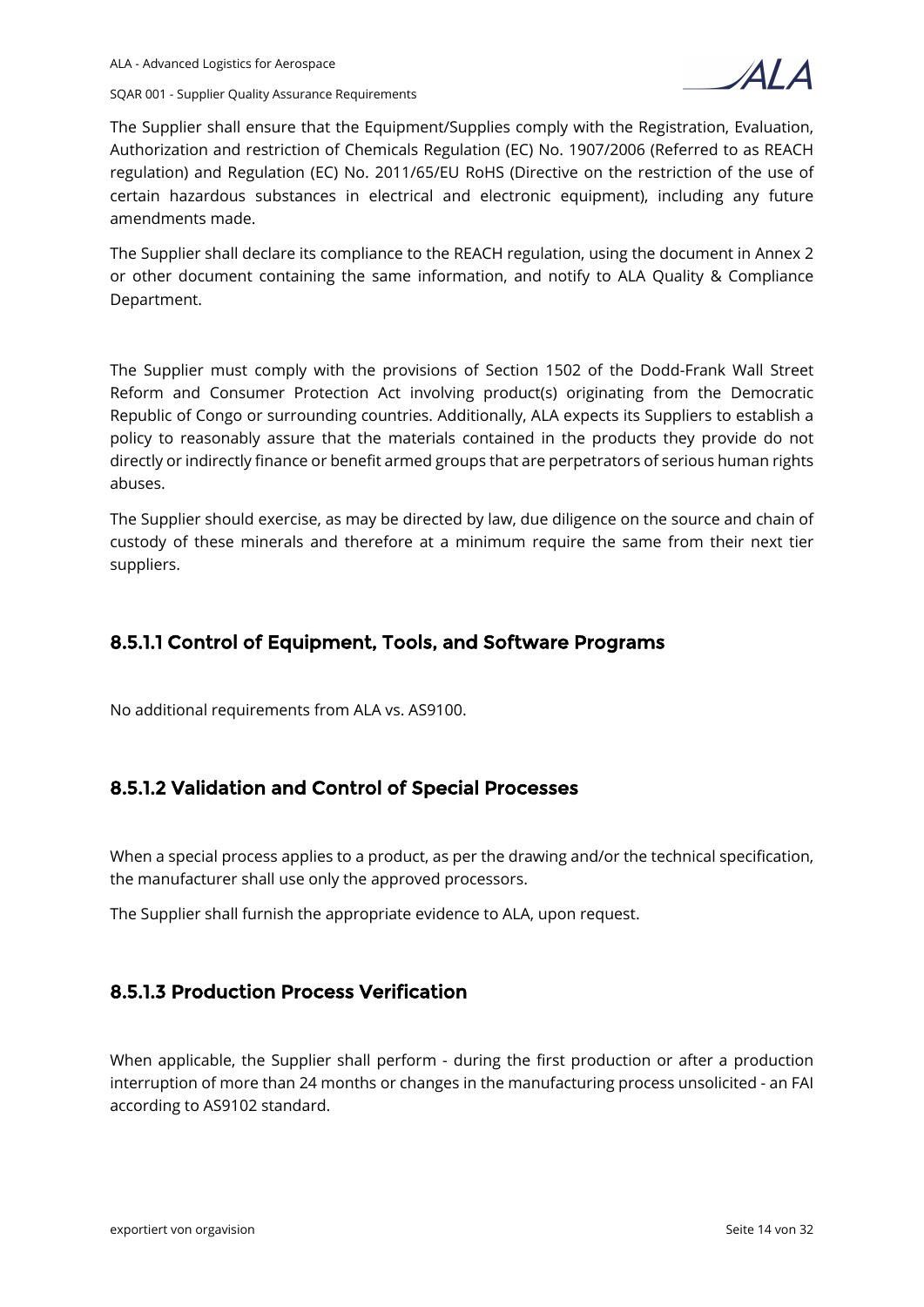The Supplier shall ensure that the Equipment/Supplies comply with the Registration, Evaluation, Authorization and restriction of Chemicals Regulation (EC) No. 1907/2006 (Referred to as REACH regulation) and Regulation (EC) No. 2011/65/EU RoHS (Directive on the restriction of the use of certain hazardous substances in electrical and electronic equipment), including any future amendments made.

The Supplier shall declare its compliance to the REACH regulation, using the document in Annex 2 or other document containing the same information, and notify to ALA Quality & Compliance Department.

The Supplier must comply with the provisions of Section 1502 of the Dodd-Frank Wall Street Reform and Consumer Protection Act involving product(s) originating from the Democratic Republic of Congo or surrounding countries. Additionally, ALA expects its Suppliers to establish a policy to reasonably assure that the materials contained in the products they provide do not directly or indirectly finance or benefit armed groups that are perpetrators of serious human rights abuses.

The Supplier should exercise, as may be directed by law, due diligence on the source and chain of custody of these minerals and therefore at a minimum require the same from their next tier suppliers.

### 8.5.1.1 Control of Equipment, Tools, and Software Programs

No additional requirements from ALA vs. AS9100.

### 8.5.1.2 Validation and Control of Special Processes

When a special process applies to a product, as per the drawing and/or the technical specification, the manufacturer shall use only the approved processors.

The Supplier shall furnish the appropriate evidence to ALA, upon request.

### 8.5.1.3 Production Process Verification

When applicable, the Supplier shall perform - during the first production or after a production interruption of more than 24 months or changes in the manufacturing process unsolicited - an FAI according to AS9102 standard.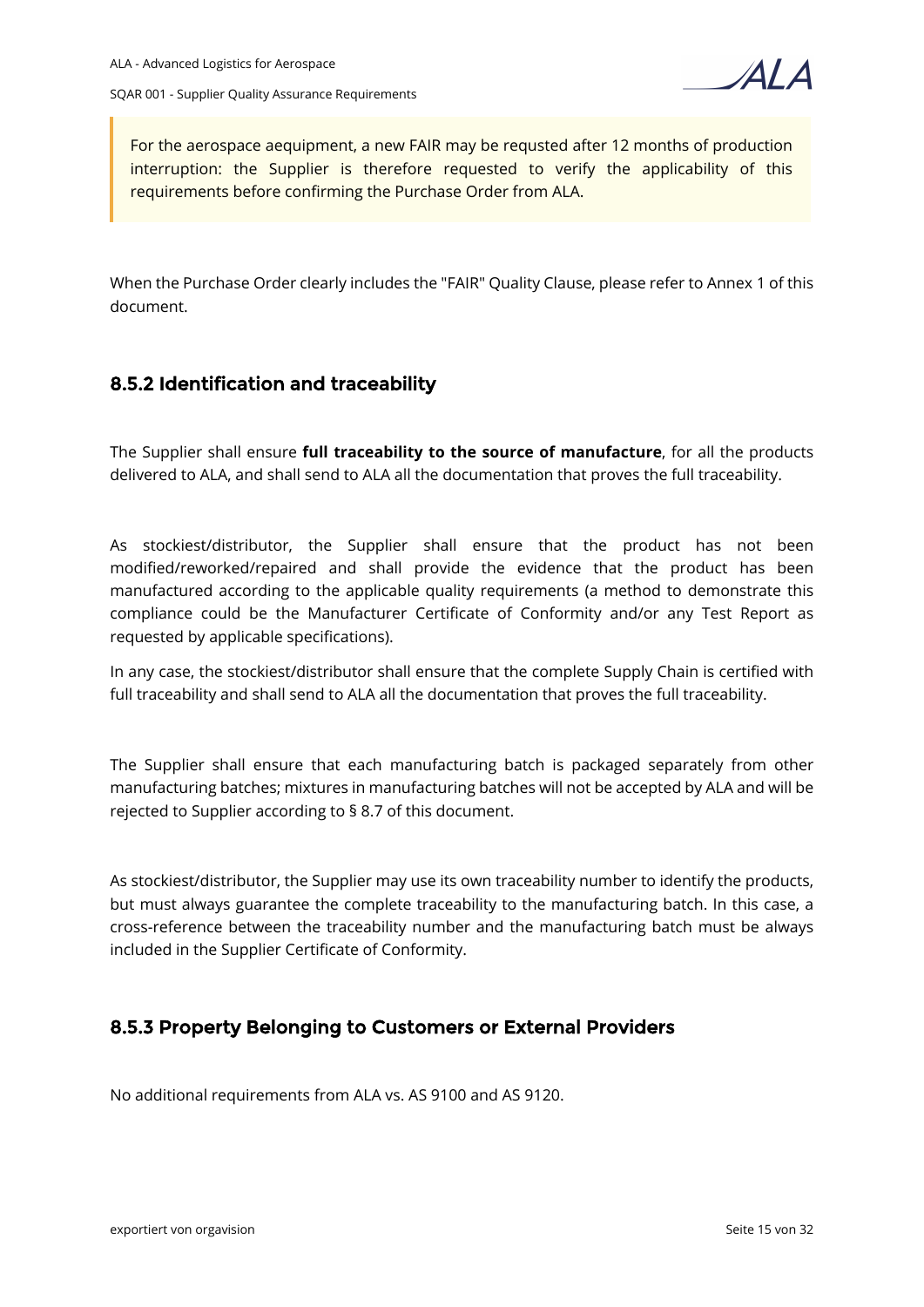> For the aerospace aequipment, a new FAIR may be requsted after 12 months of production interruption: the Supplier is therefore requested to verify the applicability of this requirements before confirming the Purchase Order from ALA.

When the Purchase Order clearly includes the "FAIR" Quality Clause, please refer to Annex 1 of this document.

### 8.5.2 Identification and traceability

The Supplier shall ensure **full traceability to the source of manufacture**, for all the products delivered to ALA, and shall send to ALA all the documentation that proves the full traceability.

As stockiest/distributor, the Supplier shall ensure that the product has not been modified/reworked/repaired and shall provide the evidence that the product has been manufactured according to the applicable quality requirements (a method to demonstrate this compliance could be the Manufacturer Certificate of Conformity and/or any Test Report as requested by applicable specifications).

In any case, the stockiest/distributor shall ensure that the complete Supply Chain is certified with full traceability and shall send to ALA all the documentation that proves the full traceability.

The Supplier shall ensure that each manufacturing batch is packaged separately from other manufacturing batches; mixtures in manufacturing batches will not be accepted by ALA and will be rejected to Supplier according to § 8.7 of this document.

As stockiest/distributor, the Supplier may use its own traceability number to identify the products, but must always guarantee the complete traceability to the manufacturing batch. In this case, a cross-reference between the traceability number and the manufacturing batch must be always included in the Supplier Certificate of Conformity.

### 8.5.3 Property Belonging to Customers or External Providers

No additional requirements from ALA vs. AS 9100 and AS 9120.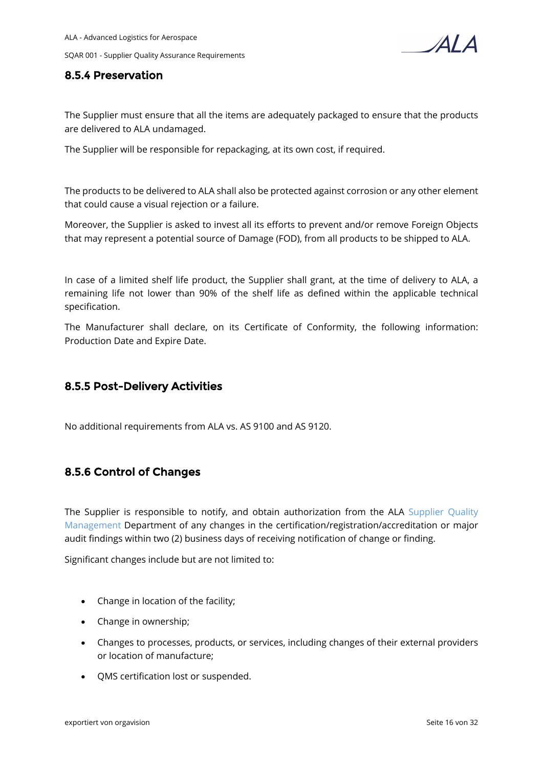### 8.5.4 Preservation

The Supplier must ensure that all the items are adequately packaged to ensure that the products are delivered to ALA undamaged.

The Supplier will be responsible for repackaging, at its own cost, if required.

The products to be delivered to ALA shall also be protected against corrosion or any other element that could cause a visual rejection or a failure.

Moreover, the Supplier is asked to invest all its efforts to prevent and/or remove Foreign Objects that may represent a potential source of Damage (FOD), from all products to be shipped to ALA.

In case of a limited shelf life product, the Supplier shall grant, at the time of delivery to ALA, a remaining life not lower than 90% of the shelf life as defined within the applicable technical specification.

The Manufacturer shall declare, on its Certificate of Conformity, the following information: Production Date and Expire Date.

### 8.5.5 Post-Delivery Activities

No additional requirements from ALA vs. AS 9100 and AS 9120.

### 8.5.6 Control of Changes

The Supplier is responsible to notify, and obtain authorization from the ALA Supplier Quality Management Department of any changes in the certification/registration/accreditation or major audit findings within two (2) business days of receiving notification of change or finding.

Significant changes include but are not limited to:

- Change in location of the facility;
- Change in ownership;
- Changes to processes, products, or services, including changes of their external providers or location of manufacture;
- QMS certification lost or suspended.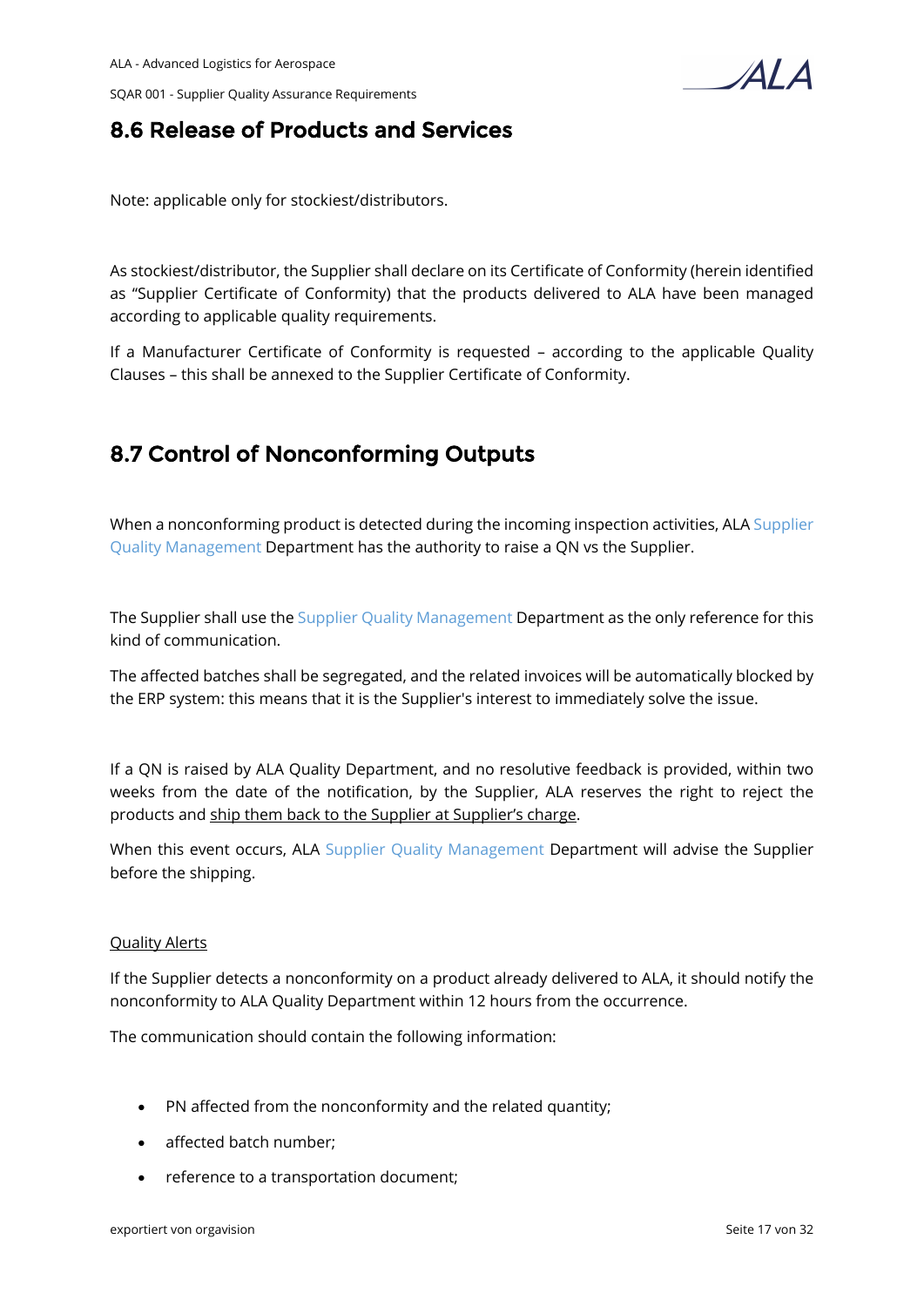## 8.6 Release of Products and Services

Note: applicable only for stockiest/distributors.

As stockiest/distributor, the Supplier shall declare on its Certificate of Conformity (herein identified as "Supplier Certificate of Conformity) that the products delivered to ALA have been managed according to applicable quality requirements.

If a Manufacturer Certificate of Conformity is requested – according to the applicable Quality Clauses – this shall be annexed to the Supplier Certificate of Conformity.

## 8.7 Control of Nonconforming Outputs

When a nonconforming product is detected during the incoming inspection activities, ALA Supplier Quality Management Department has the authority to raise a QN vs the Supplier.

The Supplier shall use the Supplier Quality Management Department as the only reference for this kind of communication.

The affected batches shall be segregated, and the related invoices will be automatically blocked by the ERP system: this means that it is the Supplier's interest to immediately solve the issue.

If a QN is raised by ALA Quality Department, and no resolutive feedback is provided, within two weeks from the date of the notification, by the Supplier, ALA reserves the right to reject the products and <u>ship them back to the Supplier at Supplier's charge</u>.

When this event occurs, ALA Supplier Quality Management Department will advise the Supplier before the shipping.

<u>Quality Alerts</u>

If the Supplier detects a nonconformity on a product already delivered to ALA, it should notify the nonconformity to ALA Quality Department within 12 hours from the occurrence.

The communication should contain the following information:

- PN affected from the nonconformity and the related quantity;
- affected batch number;
- reference to a transportation document;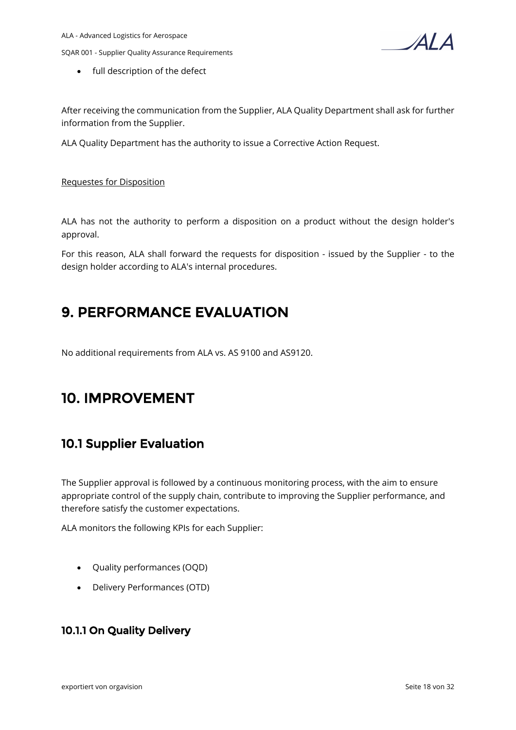- full description of the defect

After receiving the communication from the Supplier, ALA Quality Department shall ask for further information from the Supplier.

ALA Quality Department has the authority to issue a Corrective Action Request.

Requestes for Disposition

ALA has not the authority to perform a disposition on a product without the design holder's approval.

For this reason, ALA shall forward the requests for disposition - issued by the Supplier - to the design holder according to ALA's internal procedures.

# 9. PERFORMANCE EVALUATION

No additional requirements from ALA vs. AS 9100 and AS9120.

# 10. IMPROVEMENT

## 10.1 Supplier Evaluation

The Supplier approval is followed by a continuous monitoring process, with the aim to ensure appropriate control of the supply chain, contribute to improving the Supplier performance, and therefore satisfy the customer expectations.

ALA monitors the following KPIs for each Supplier:

- Quality performances (OQD)
- Delivery Performances (OTD)

### 10.1.1 On Quality Delivery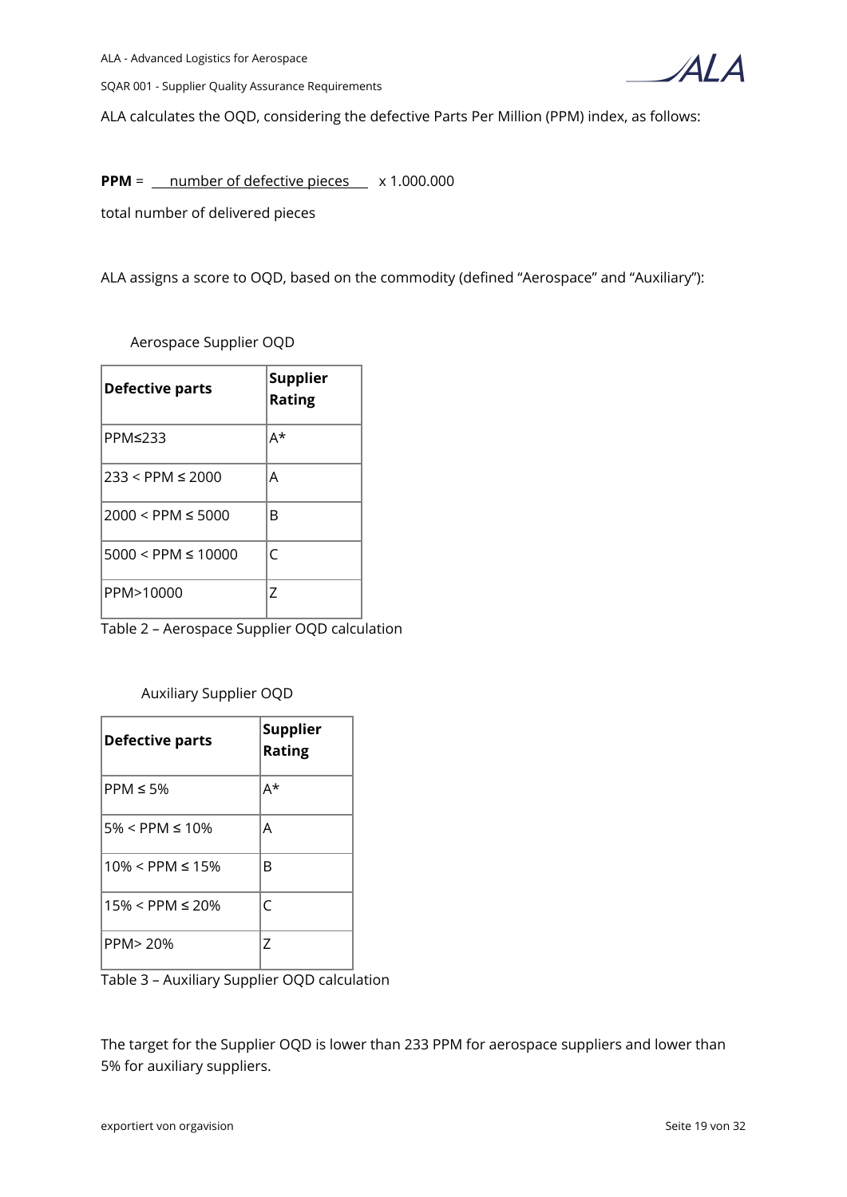ALA calculates the OQD, considering the defective Parts Per Million (PPM) index, as follows:

$$\textbf{PPM} = \frac{\text{number of defective pieces}}{\text{total number of delivered pieces}} \times 1.000.000$$

ALA assigns a score to OQD, based on the commodity (defined “Aerospace” and “Auxiliary”):

Aerospace Supplier OQD

| Defective parts | Supplier Rating |
|---|---|
| PPM≤233 | A* |
| 233 < PPM ≤ 2000 | A |
| 2000 < PPM ≤ 5000 | B |
| 5000 < PPM ≤ 10000 | C |
| PPM>10000 | Z |

Table 2 – Aerospace Supplier OQD calculation

Auxiliary Supplier OQD

| Defective parts | Supplier Rating |
|---|---|
| PPM ≤ 5% | A* |
| 5% < PPM ≤ 10% | A |
| 10% < PPM ≤ 15% | B |
| 15% < PPM ≤ 20% | C |
| PPM> 20% | Z |

Table 3 – Auxiliary Supplier OQD calculation

The target for the Supplier OQD is lower than 233 PPM for aerospace suppliers and lower than 5% for auxiliary suppliers.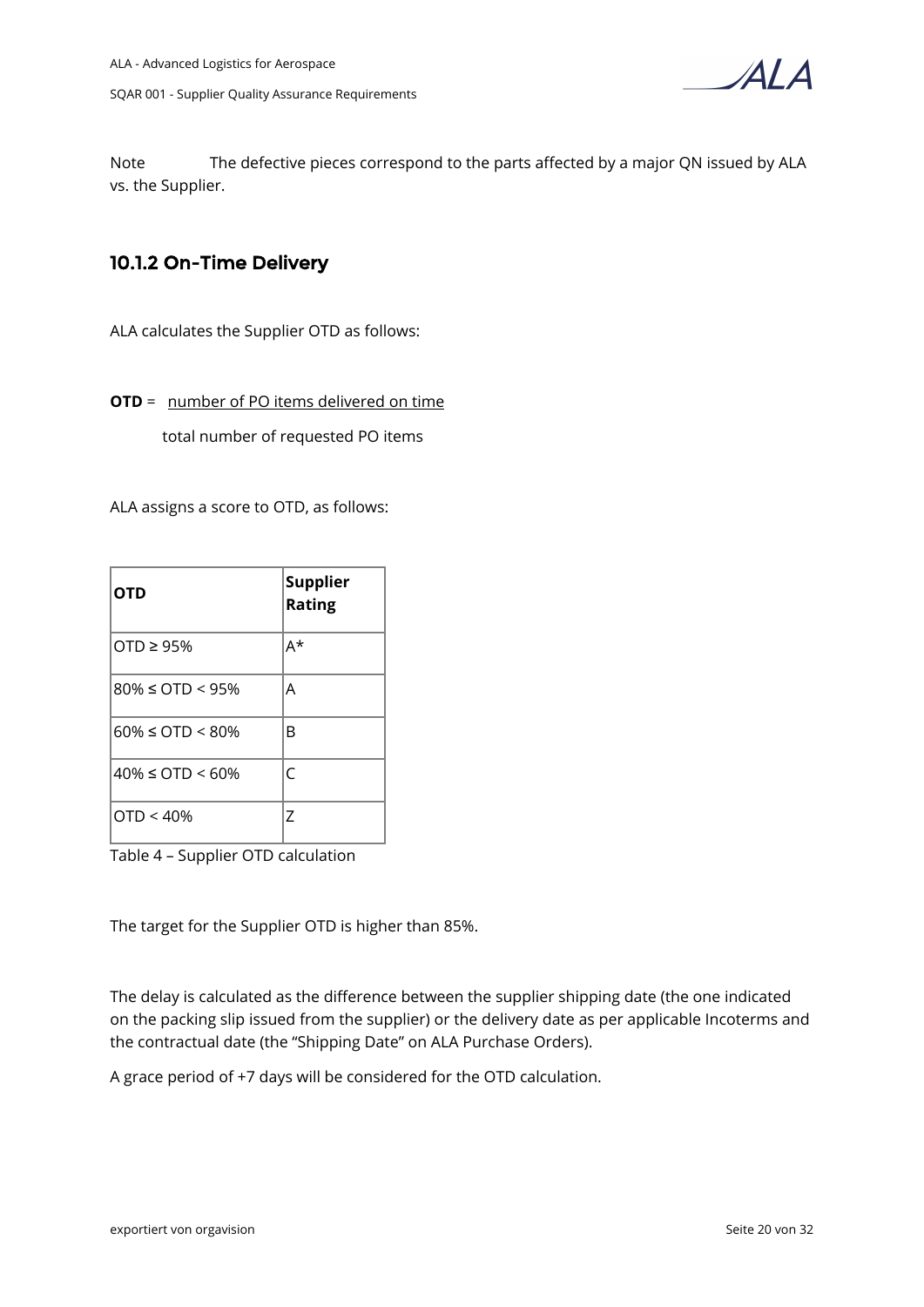Note The defective pieces correspond to the parts affected by a major QN issued by ALA vs. the Supplier.

### 10.1.2 On-Time Delivery

ALA calculates the Supplier OTD as follows:

$$\textbf{OTD} = \frac{\text{number of PO items delivered on time}}{\text{total number of requested PO items}}$$

ALA assigns a score to OTD, as follows:

| OTD | Supplier Rating |
|---|---|
| OTD ≥ 95% | A* |
| 80% ≤ OTD < 95% | A |
| 60% ≤ OTD < 80% | B |
| 40% ≤ OTD < 60% | C |
| OTD < 40% | Z |

Table 4 – Supplier OTD calculation

The target for the Supplier OTD is higher than 85%.

The delay is calculated as the difference between the supplier shipping date (the one indicated on the packing slip issued from the supplier) or the delivery date as per applicable Incoterms and the contractual date (the "Shipping Date" on ALA Purchase Orders).

A grace period of +7 days will be considered for the OTD calculation.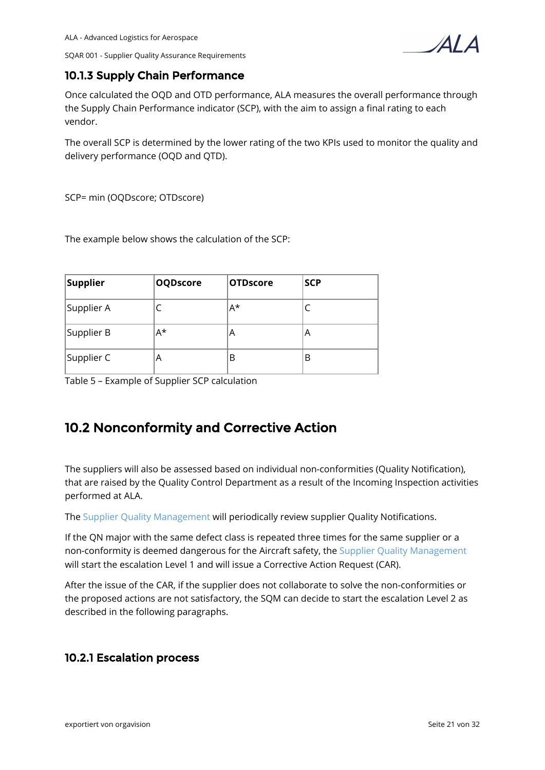### 10.1.3 Supply Chain Performance

Once calculated the OQD and OTD performance, ALA measures the overall performance through the Supply Chain Performance indicator (SCP), with the aim to assign a final rating to each vendor.

The overall SCP is determined by the lower rating of the two KPIs used to monitor the quality and delivery performance (OQD and QTD).

SCP= min (OQDscore; OTDscore)

The example below shows the calculation of the SCP:

| Supplier | OQDscore | OTDscore | SCP |
|---|---|---|---|
| Supplier A | C | A* | C |
| Supplier B | A* | A | A |
| Supplier C | A | B | B |

Table 5 – Example of Supplier SCP calculation

## 10.2 Nonconformity and Corrective Action

The suppliers will also be assessed based on individual non-conformities (Quality Notification), that are raised by the Quality Control Department as a result of the Incoming Inspection activities performed at ALA.

The Supplier Quality Management will periodically review supplier Quality Notifications.

If the QN major with the same defect class is repeated three times for the same supplier or a non-conformity is deemed dangerous for the Aircraft safety, the Supplier Quality Management will start the escalation Level 1 and will issue a Corrective Action Request (CAR).

After the issue of the CAR, if the supplier does not collaborate to solve the non-conformities or the proposed actions are not satisfactory, the SQM can decide to start the escalation Level 2 as described in the following paragraphs.

### 10.2.1 Escalation process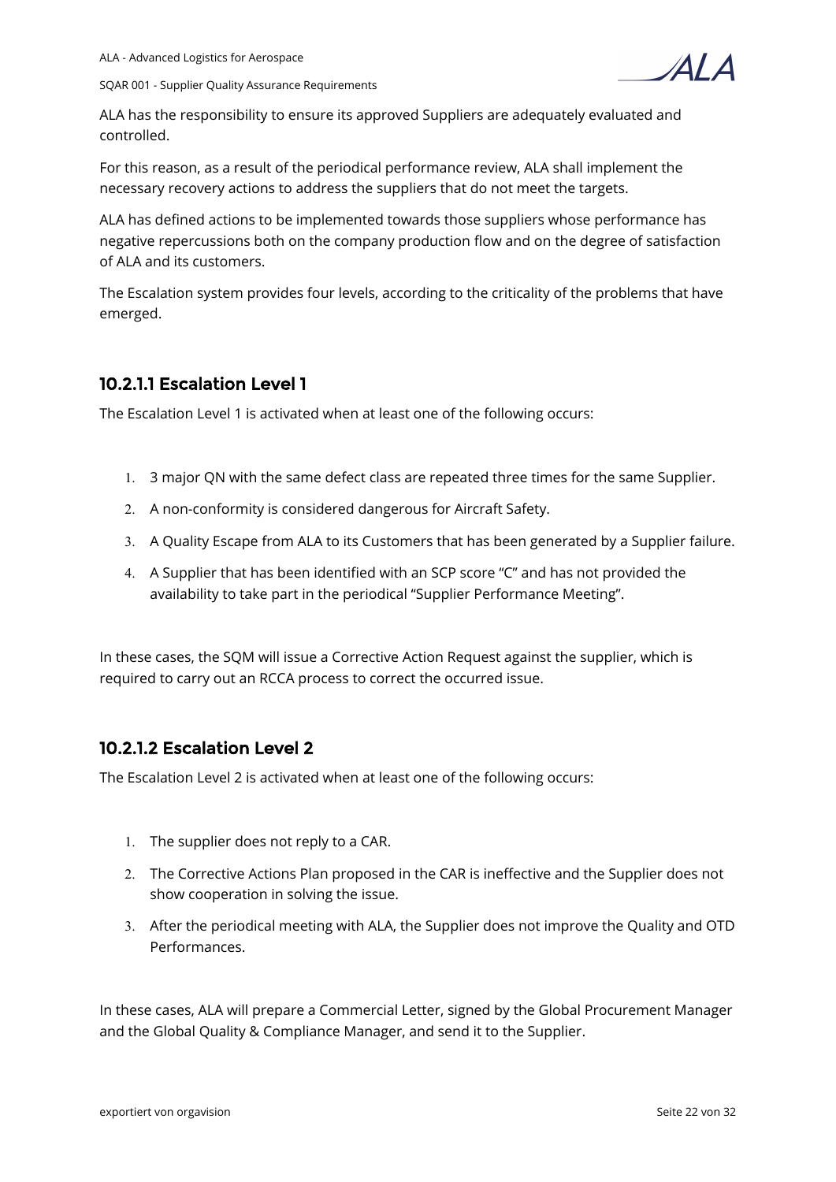ALA has the responsibility to ensure its approved Suppliers are adequately evaluated and controlled.

For this reason, as a result of the periodical performance review, ALA shall implement the necessary recovery actions to address the suppliers that do not meet the targets.

ALA has defined actions to be implemented towards those suppliers whose performance has negative repercussions both on the company production flow and on the degree of satisfaction of ALA and its customers.

The Escalation system provides four levels, according to the criticality of the problems that have emerged.

### 10.2.1.1 Escalation Level 1

The Escalation Level 1 is activated when at least one of the following occurs:

1. 3 major QN with the same defect class are repeated three times for the same Supplier.
2. A non-conformity is considered dangerous for Aircraft Safety.
3. A Quality Escape from ALA to its Customers that has been generated by a Supplier failure.
4. A Supplier that has been identified with an SCP score "C" and has not provided the availability to take part in the periodical "Supplier Performance Meeting".

In these cases, the SQM will issue a Corrective Action Request against the supplier, which is required to carry out an RCCA process to correct the occurred issue.

### 10.2.1.2 Escalation Level 2

The Escalation Level 2 is activated when at least one of the following occurs:

1. The supplier does not reply to a CAR.
2. The Corrective Actions Plan proposed in the CAR is ineffective and the Supplier does not show cooperation in solving the issue.
3. After the periodical meeting with ALA, the Supplier does not improve the Quality and OTD Performances.

In these cases, ALA will prepare a Commercial Letter, signed by the Global Procurement Manager and the Global Quality & Compliance Manager, and send it to the Supplier.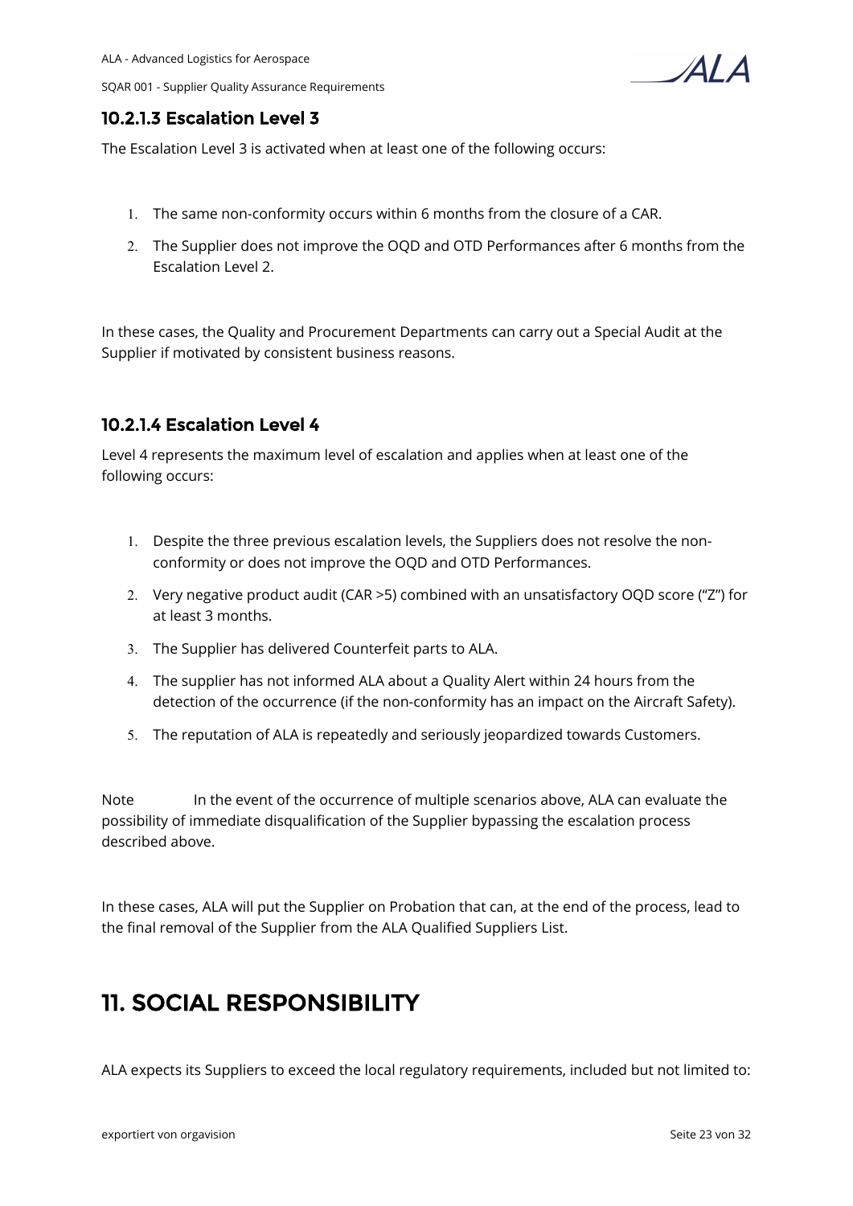#### 10.2.1.3 Escalation Level 3

The Escalation Level 3 is activated when at least one of the following occurs:

1. The same non-conformity occurs within 6 months from the closure of a CAR.
2. The Supplier does not improve the OQD and OTD Performances after 6 months from the Escalation Level 2.

In these cases, the Quality and Procurement Departments can carry out a Special Audit at the Supplier if motivated by consistent business reasons.

#### 10.2.1.4 Escalation Level 4

Level 4 represents the maximum level of escalation and applies when at least one of the following occurs:

1. Despite the three previous escalation levels, the Suppliers does not resolve the non-conformity or does not improve the OQD and OTD Performances.
2. Very negative product audit (CAR >5) combined with an unsatisfactory OQD score ("Z") for at least 3 months.
3. The Supplier has delivered Counterfeit parts to ALA.
4. The supplier has not informed ALA about a Quality Alert within 24 hours from the detection of the occurrence (if the non-conformity has an impact on the Aircraft Safety).
5. The reputation of ALA is repeatedly and seriously jeopardized towards Customers.

Note In the event of the occurrence of multiple scenarios above, ALA can evaluate the possibility of immediate disqualification of the Supplier bypassing the escalation process described above.

In these cases, ALA will put the Supplier on Probation that can, at the end of the process, lead to the final removal of the Supplier from the ALA Qualified Suppliers List.

# 11. SOCIAL RESPONSIBILITY

ALA expects its Suppliers to exceed the local regulatory requirements, included but not limited to: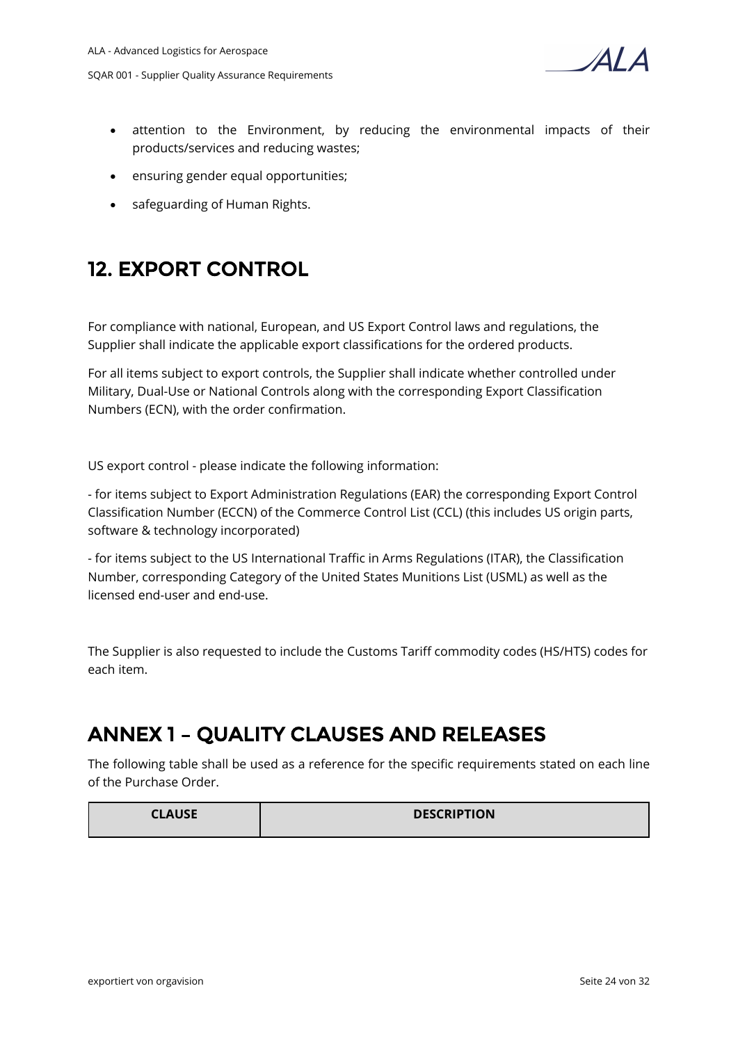- attention to the Environment, by reducing the environmental impacts of their products/services and reducing wastes;
- ensuring gender equal opportunities;
- safeguarding of Human Rights.

## 12. EXPORT CONTROL

For compliance with national, European, and US Export Control laws and regulations, the Supplier shall indicate the applicable export classifications for the ordered products.

For all items subject to export controls, the Supplier shall indicate whether controlled under Military, Dual-Use or National Controls along with the corresponding Export Classification Numbers (ECN), with the order confirmation.

US export control - please indicate the following information:

- for items subject to Export Administration Regulations (EAR) the corresponding Export Control Classification Number (ECCN) of the Commerce Control List (CCL) (this includes US origin parts, software & technology incorporated)

- for items subject to the US International Traffic in Arms Regulations (ITAR), the Classification Number, corresponding Category of the United States Munitions List (USML) as well as the licensed end-user and end-use.

The Supplier is also requested to include the Customs Tariff commodity codes (HS/HTS) codes for each item.

## ANNEX 1 – QUALITY CLAUSES AND RELEASES

The following table shall be used as a reference for the specific requirements stated on each line of the Purchase Order.

| CLAUSE | DESCRIPTION |
| --- | --- |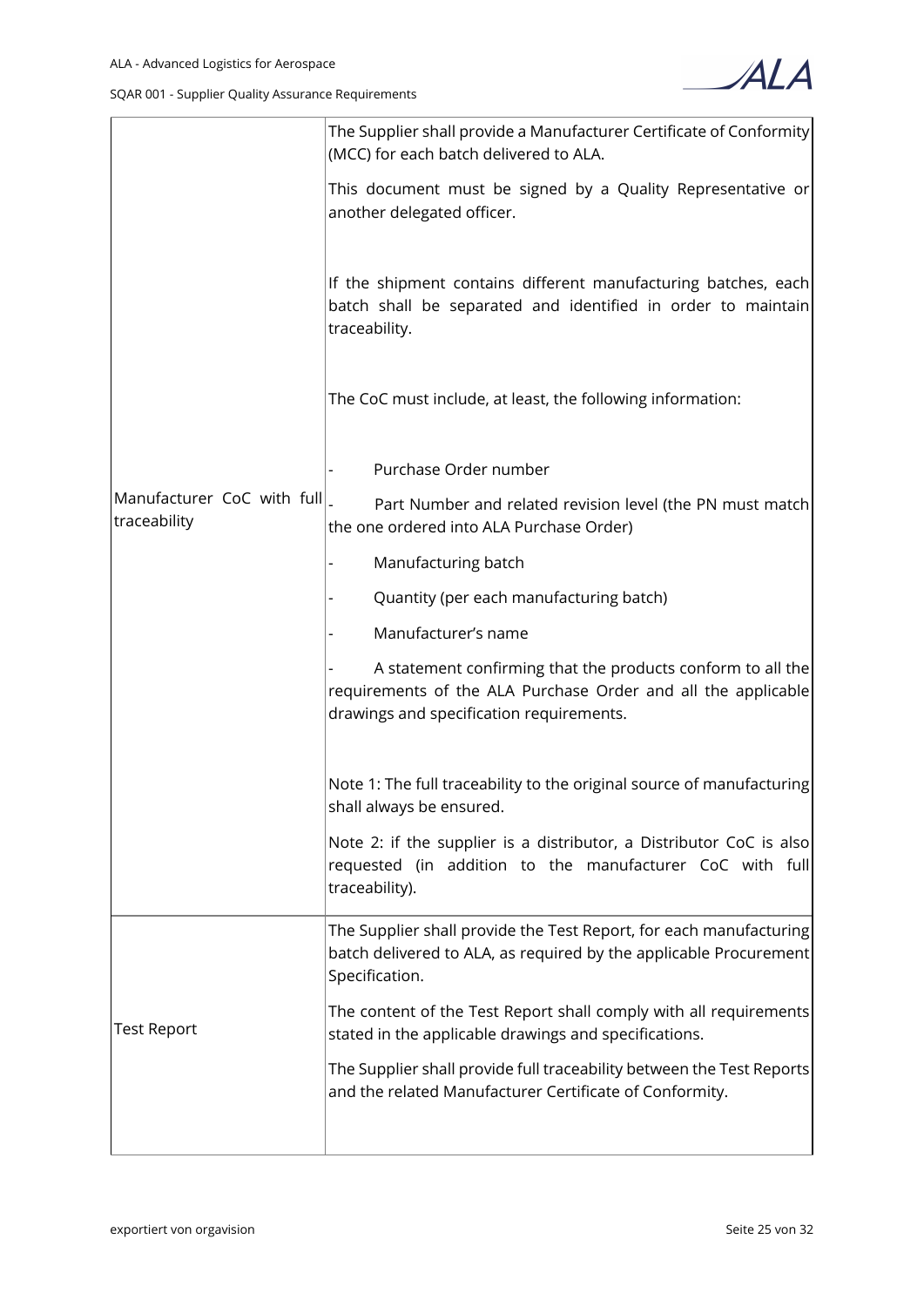| | |
|---|---|
| Manufacturer CoC with full traceability | The Supplier shall provide a Manufacturer Certificate of Conformity (MCC) for each batch delivered to ALA.<br><br>This document must be signed by a Quality Representative or another delegated officer.<br><br>If the shipment contains different manufacturing batches, each batch shall be separated and identified in order to maintain traceability.<br><br>The CoC must include, at least, the following information:<br><br>- Purchase Order number<br>- Part Number and related revision level (the PN must match the one ordered into ALA Purchase Order)<br>- Manufacturing batch<br>- Quantity (per each manufacturing batch)<br>- Manufacturer's name<br>- A statement confirming that the products conform to all the requirements of the ALA Purchase Order and all the applicable drawings and specification requirements.<br><br>Note 1: The full traceability to the original source of manufacturing shall always be ensured.<br><br>Note 2: if the supplier is a distributor, a Distributor CoC is also requested (in addition to the manufacturer CoC with full traceability). |
| Test Report | The Supplier shall provide the Test Report, for each manufacturing batch delivered to ALA, as required by the applicable Procurement Specification.<br><br>The content of the Test Report shall comply with all requirements stated in the applicable drawings and specifications.<br><br>The Supplier shall provide full traceability between the Test Reports and the related Manufacturer Certificate of Conformity. |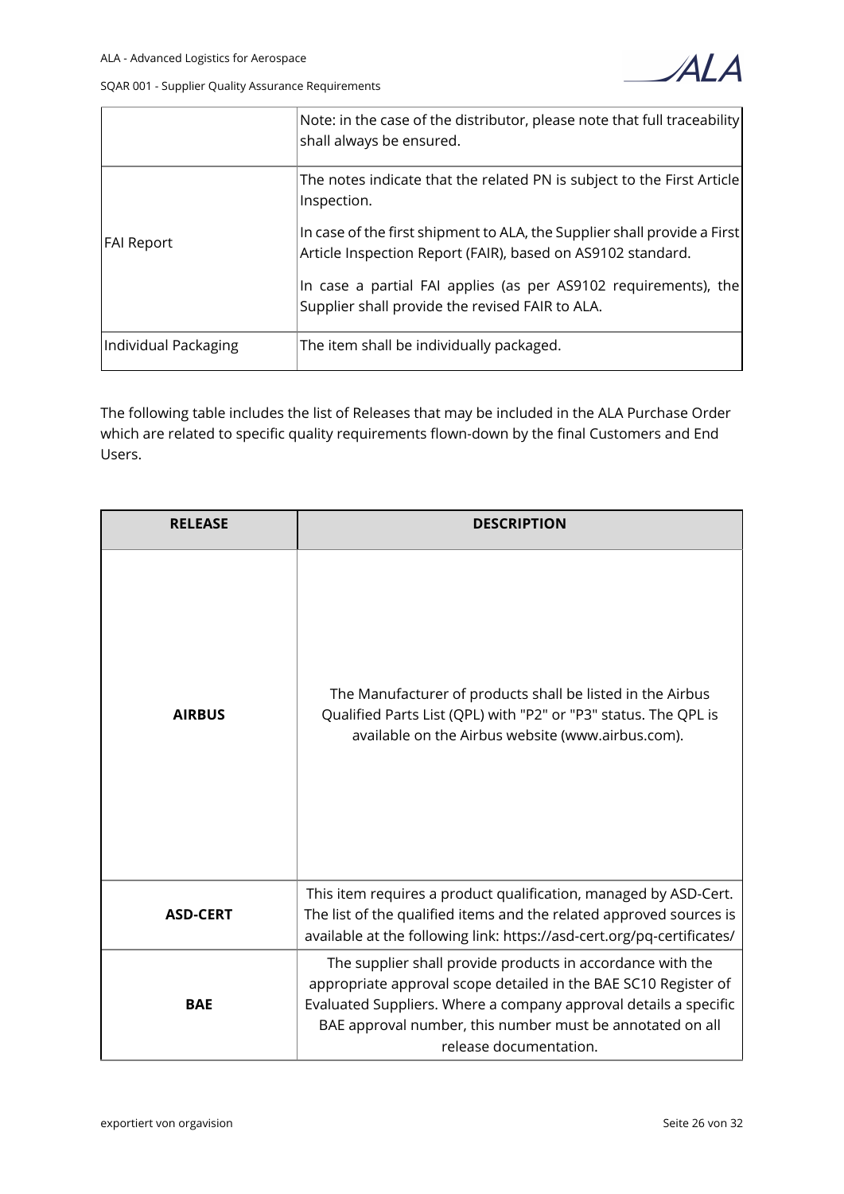| | |
|---|---|
| | Note: in the case of the distributor, please note that full traceability shall always be ensured. |
| FAI Report | The notes indicate that the related PN is subject to the First Article Inspection.<br><br>In case of the first shipment to ALA, the Supplier shall provide a First Article Inspection Report (FAIR), based on AS9102 standard.<br><br>In case a partial FAI applies (as per AS9102 requirements), the Supplier shall provide the revised FAIR to ALA. |
| Individual Packaging | The item shall be individually packaged. |

The following table includes the list of Releases that may be included in the ALA Purchase Order which are related to specific quality requirements flown-down by the final Customers and End Users.

| RELEASE | DESCRIPTION |
|---|---|
| **AIRBUS** | The Manufacturer of products shall be listed in the Airbus Qualified Parts List (QPL) with "P2" or "P3" status. The QPL is available on the Airbus website (www.airbus.com). |
| **ASD-CERT** | This item requires a product qualification, managed by ASD-Cert. The list of the qualified items and the related approved sources is available at the following link: https://asd-cert.org/pq-certificates/ |
| **BAE** | The supplier shall provide products in accordance with the appropriate approval scope detailed in the BAE SC10 Register of Evaluated Suppliers. Where a company approval details a specific BAE approval number, this number must be annotated on all release documentation. |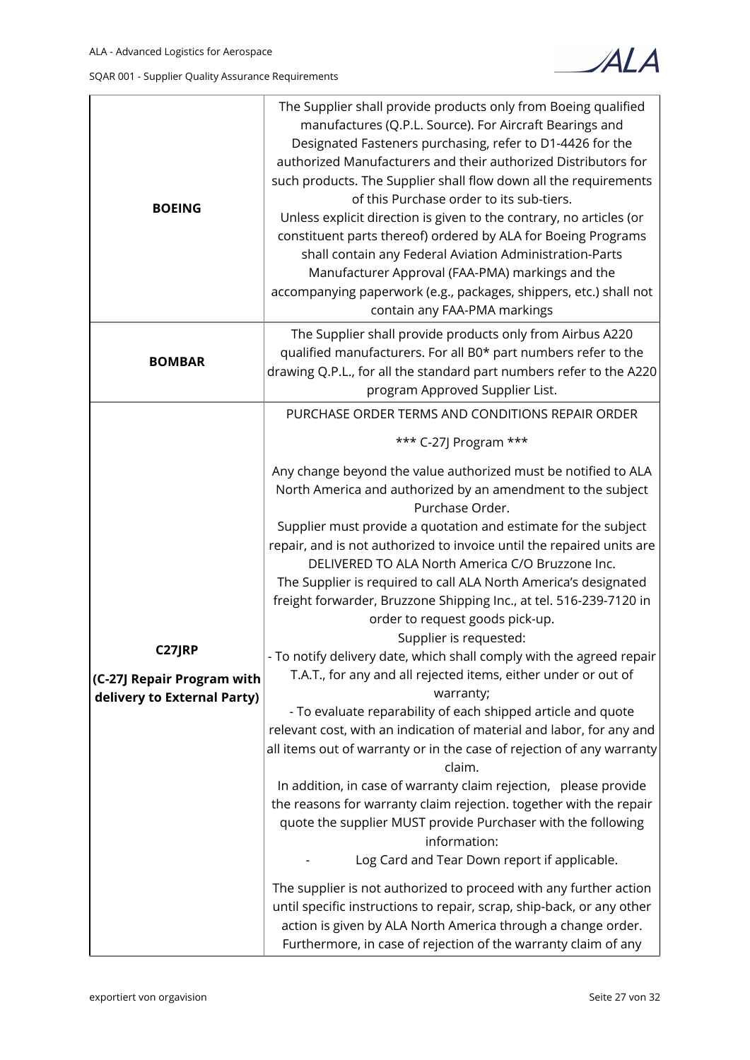| | |
|---|---|
| **BOEING** | The Supplier shall provide products only from Boeing qualified manufactures (Q.P.L. Source). For Aircraft Bearings and Designated Fasteners purchasing, refer to D1-4426 for the authorized Manufacturers and their authorized Distributors for such products. The Supplier shall flow down all the requirements of this Purchase order to its sub-tiers.<br>Unless explicit direction is given to the contrary, no articles (or constituent parts thereof) ordered by ALA for Boeing Programs shall contain any Federal Aviation Administration-Parts Manufacturer Approval (FAA-PMA) markings and the accompanying paperwork (e.g., packages, shippers, etc.) shall not contain any FAA-PMA markings |
| **BOMBAR** | The Supplier shall provide products only from Airbus A220 qualified manufacturers. For all B0* part numbers refer to the drawing Q.P.L., for all the standard part numbers refer to the A220 program Approved Supplier List. |
| **C27JRP**<br><br>**(C-27J Repair Program with delivery to External Party)** | PURCHASE ORDER TERMS AND CONDITIONS REPAIR ORDER<br><br>*** C-27J Program ***<br><br>Any change beyond the value authorized must be notified to ALA North America and authorized by an amendment to the subject Purchase Order.<br>Supplier must provide a quotation and estimate for the subject repair, and is not authorized to invoice until the repaired units are DELIVERED TO ALA North America C/O Bruzzone Inc.<br>The Supplier is required to call ALA North America's designated freight forwarder, Bruzzone Shipping Inc., at tel. 516-239-7120 in order to request goods pick-up.<br>Supplier is requested:<br>- To notify delivery date, which shall comply with the agreed repair T.A.T., for any and all rejected items, either under or out of warranty;<br>- To evaluate reparability of each shipped article and quote relevant cost, with an indication of material and labor, for any and all items out of warranty or in the case of rejection of any warranty claim.<br>In addition, in case of warranty claim rejection, please provide the reasons for warranty claim rejection. together with the repair quote the supplier MUST provide Purchaser with the following information:<br>- Log Card and Tear Down report if applicable.<br><br>The supplier is not authorized to proceed with any further action until specific instructions to repair, scrap, ship-back, or any other action is given by ALA North America through a change order. Furthermore, in case of rejection of the warranty claim of any |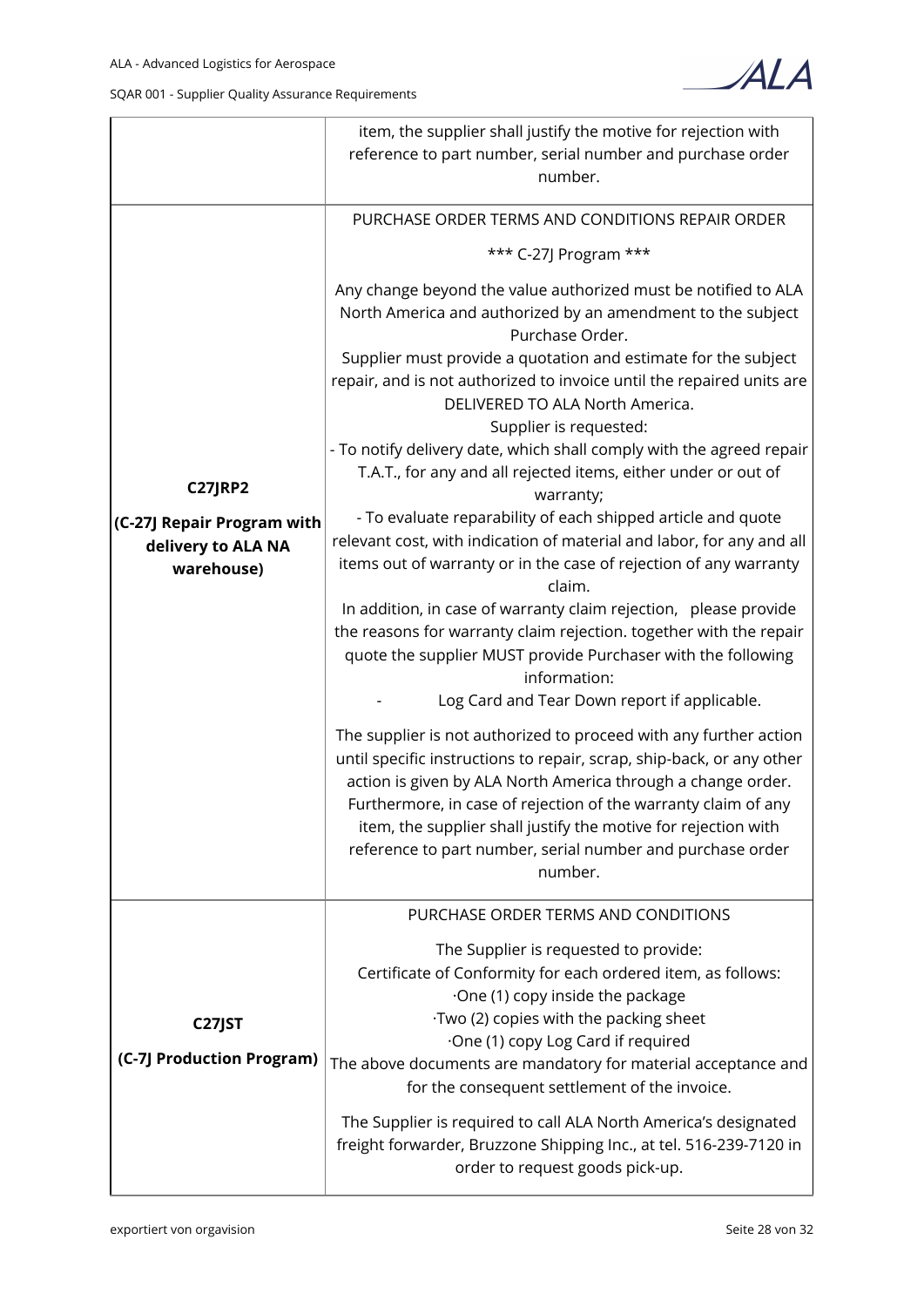| | |
|---|---|
| | item, the supplier shall justify the motive for rejection with reference to part number, serial number and purchase order number. |
| **C27JRP2**<br><br>**(C-27J Repair Program with delivery to ALA NA warehouse)** | PURCHASE ORDER TERMS AND CONDITIONS REPAIR ORDER<br><br>\*\*\* C-27J Program \*\*\*<br><br>Any change beyond the value authorized must be notified to ALA North America and authorized by an amendment to the subject Purchase Order.<br>Supplier must provide a quotation and estimate for the subject repair, and is not authorized to invoice until the repaired units are DELIVERED TO ALA North America.<br>Supplier is requested:<br>- To notify delivery date, which shall comply with the agreed repair T.A.T., for any and all rejected items, either under or out of warranty;<br>- To evaluate reparability of each shipped article and quote relevant cost, with indication of material and labor, for any and all items out of warranty or in the case of rejection of any warranty claim.<br>In addition, in case of warranty claim rejection, please provide the reasons for warranty claim rejection. together with the repair quote the supplier MUST provide Purchaser with the following information:<br>- Log Card and Tear Down report if applicable.<br><br>The supplier is not authorized to proceed with any further action until specific instructions to repair, scrap, ship-back, or any other action is given by ALA North America through a change order. Furthermore, in case of rejection of the warranty claim of any item, the supplier shall justify the motive for rejection with reference to part number, serial number and purchase order number. |
| **C27JST**<br><br>**(C-7J Production Program)** | PURCHASE ORDER TERMS AND CONDITIONS<br><br>The Supplier is requested to provide:<br>Certificate of Conformity for each ordered item, as follows:<br>·One (1) copy inside the package<br>·Two (2) copies with the packing sheet<br>·One (1) copy Log Card if required<br>The above documents are mandatory for material acceptance and for the consequent settlement of the invoice.<br><br>The Supplier is required to call ALA North America's designated freight forwarder, Bruzzone Shipping Inc., at tel. 516-239-7120 in order to request goods pick-up. |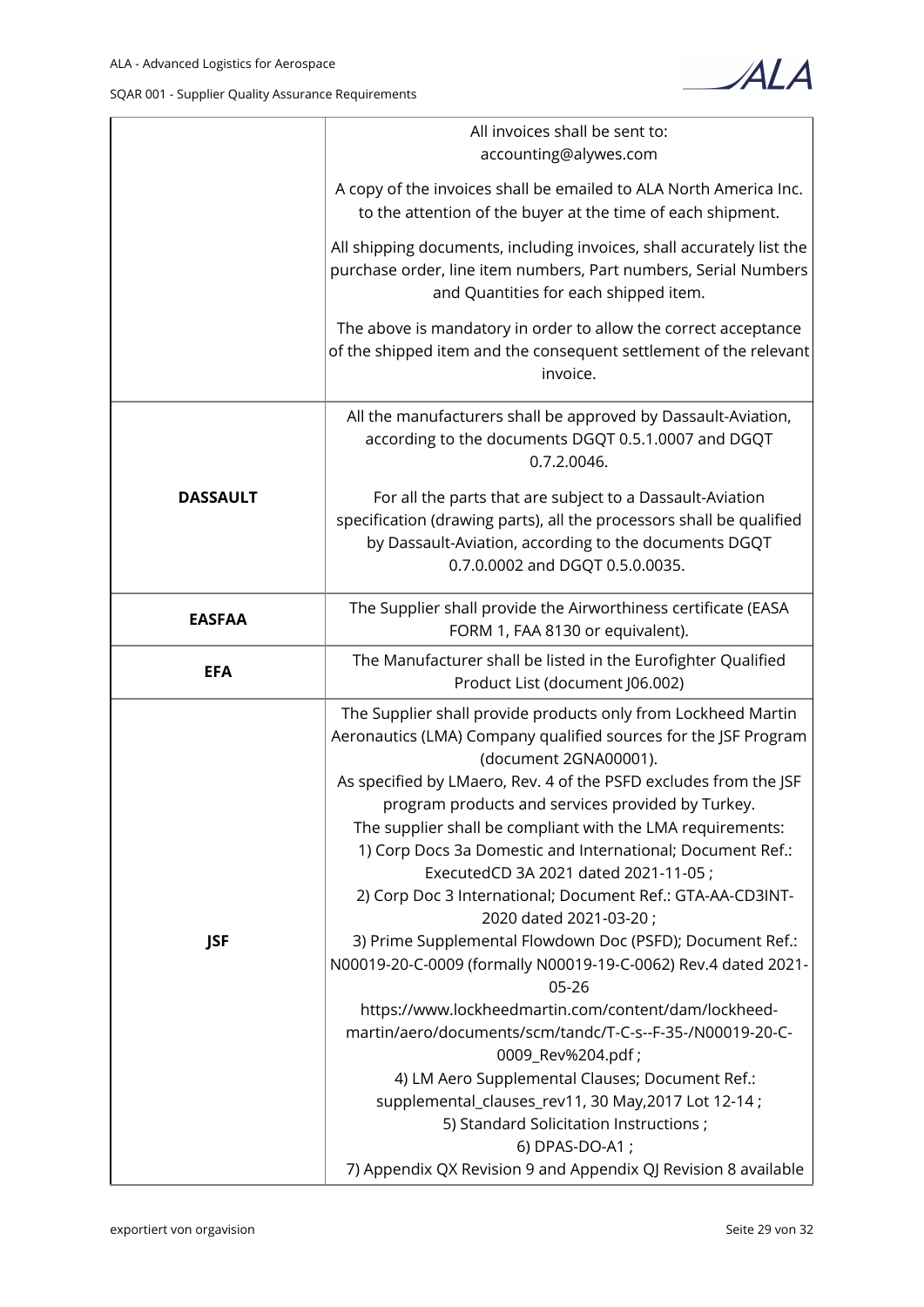| | |
|---|---|
| | All invoices shall be sent to: accounting@alywes.com<br><br>A copy of the invoices shall be emailed to ALA North America Inc. to the attention of the buyer at the time of each shipment.<br><br>All shipping documents, including invoices, shall accurately list the purchase order, line item numbers, Part numbers, Serial Numbers and Quantities for each shipped item.<br><br>The above is mandatory in order to allow the correct acceptance of the shipped item and the consequent settlement of the relevant invoice. |
| **DASSAULT** | All the manufacturers shall be approved by Dassault-Aviation, according to the documents DGQT 0.5.1.0007 and DGQT 0.7.2.0046.<br><br>For all the parts that are subject to a Dassault-Aviation specification (drawing parts), all the processors shall be qualified by Dassault-Aviation, according to the documents DGQT 0.7.0.0002 and DGQT 0.5.0.0035. |
| **EASFAA** | The Supplier shall provide the Airworthiness certificate (EASA FORM 1, FAA 8130 or equivalent). |
| **EFA** | The Manufacturer shall be listed in the Eurofighter Qualified Product List (document J06.002) |
| **JSF** | The Supplier shall provide products only from Lockheed Martin Aeronautics (LMA) Company qualified sources for the JSF Program (document 2GNA00001).<br>As specified by LMaero, Rev. 4 of the PSFD excludes from the JSF program products and services provided by Turkey.<br>The supplier shall be compliant with the LMA requirements:<br>1) Corp Docs 3a Domestic and International; Document Ref.: ExecutedCD 3A 2021 dated 2021-11-05 ;<br>2) Corp Doc 3 International; Document Ref.: GTA-AA-CD3INT-2020 dated 2021-03-20 ;<br>3) Prime Supplemental Flowdown Doc (PSFD); Document Ref.: N00019-20-C-0009 (formally N00019-19-C-0062) Rev.4 dated 2021-05-26<br>https://www.lockheedmartin.com/content/dam/lockheed-martin/aero/documents/scm/tandc/T-C-s--F-35-/N00019-20-C-0009_Rev%204.pdf ;<br>4) LM Aero Supplemental Clauses; Document Ref.: supplemental_clauses_rev11, 30 May,2017 Lot 12-14 ;<br>5) Standard Solicitation Instructions ;<br>6) DPAS-DO-A1 ;<br>7) Appendix QX Revision 9 and Appendix QJ Revision 8 available |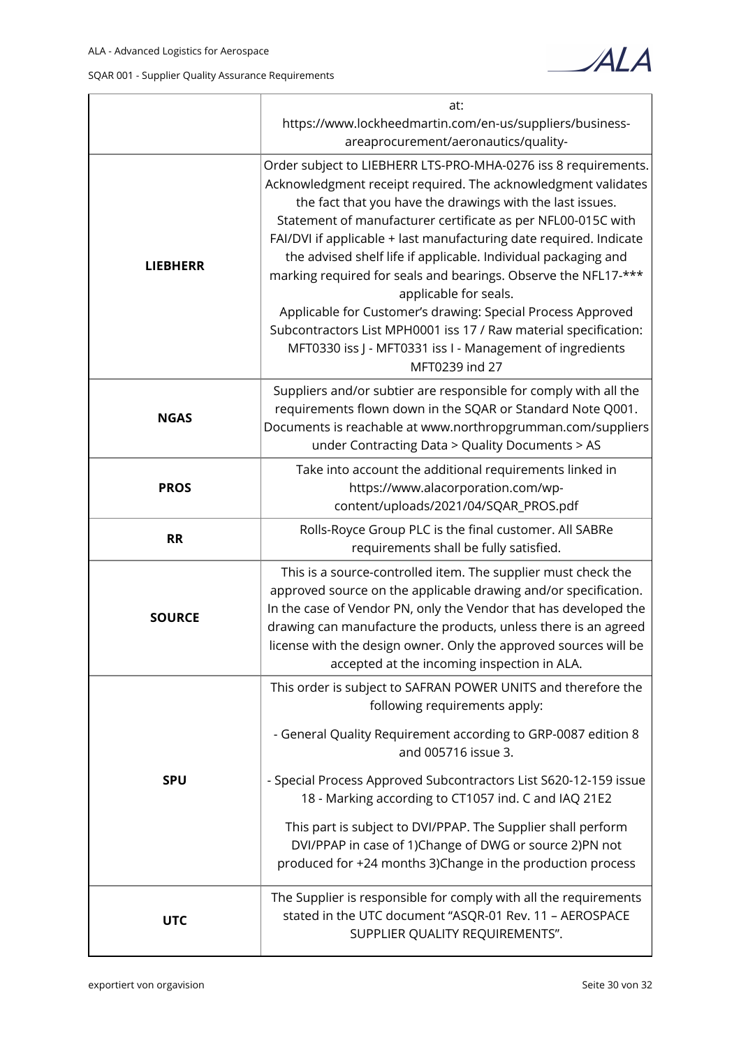|  |  |
|---|---|
|  | at: https://www.lockheedmartin.com/en-us/suppliers/business-areaprocurement/aeronautics/quality- |
| **LIEBHERR** | Order subject to LIEBHERR LTS-PRO-MHA-0276 iss 8 requirements. Acknowledgment receipt required. The acknowledgment validates the fact that you have the drawings with the last issues. Statement of manufacturer certificate as per NFL00-015C with FAI/DVI if applicable + last manufacturing date required. Indicate the advised shelf life if applicable. Individual packaging and marking required for seals and bearings. Observe the NFL17-*** applicable for seals.<br>Applicable for Customer's drawing: Special Process Approved Subcontractors List MPH0001 iss 17 / Raw material specification: MFT0330 iss J - MFT0331 iss I - Management of ingredients MFT0239 ind 27 |
| **NGAS** | Suppliers and/or subtier are responsible for comply with all the requirements flown down in the SQAR or Standard Note Q001. Documents is reachable at www.northropgrumman.com/suppliers under Contracting Data > Quality Documents > AS |
| **PROS** | Take into account the additional requirements linked in https://www.alacorporation.com/wp-content/uploads/2021/04/SQAR_PROS.pdf |
| **RR** | Rolls-Royce Group PLC is the final customer. All SABRe requirements shall be fully satisfied. |
| **SOURCE** | This is a source-controlled item. The supplier must check the approved source on the applicable drawing and/or specification. In the case of Vendor PN, only the Vendor that has developed the drawing can manufacture the products, unless there is an agreed license with the design owner. Only the approved sources will be accepted at the incoming inspection in ALA. |
| **SPU** | This order is subject to SAFRAN POWER UNITS and therefore the following requirements apply:<br>- General Quality Requirement according to GRP-0087 edition 8 and 005716 issue 3.<br>- Special Process Approved Subcontractors List S620-12-159 issue 18 - Marking according to CT1057 ind. C and IAQ 21E2<br>This part is subject to DVI/PPAP. The Supplier shall perform DVI/PPAP in case of 1)Change of DWG or source 2)PN not produced for +24 months 3)Change in the production process |
| **UTC** | The Supplier is responsible for comply with all the requirements stated in the UTC document "ASQR-01 Rev. 11 – AEROSPACE SUPPLIER QUALITY REQUIREMENTS". |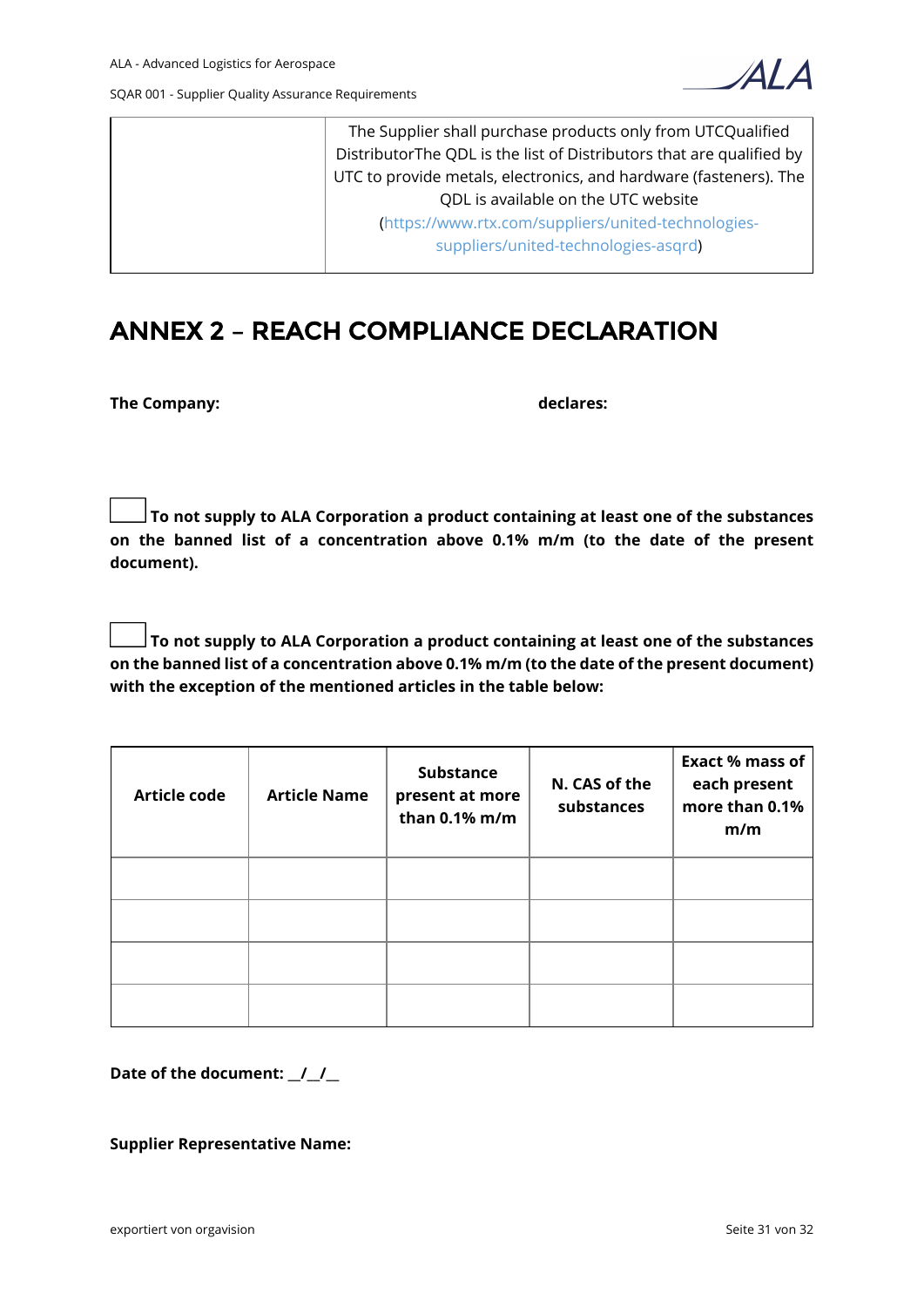| | The Supplier shall purchase products only from UTCQualified DistributorThe QDL is the list of Distributors that are qualified by UTC to provide metals, electronics, and hardware (fasteners). The QDL is available on the UTC website (https://www.rtx.com/suppliers/united-technologies-suppliers/united-technologies-asqrd) |
|---|---|

# ANNEX 2 – REACH COMPLIANCE DECLARATION

**The Company:** **declares:**

☐ **To not supply to ALA Corporation a product containing at least one of the substances on the banned list of a concentration above 0.1% m/m (to the date of the present document).**

☐ **To not supply to ALA Corporation a product containing at least one of the substances on the banned list of a concentration above 0.1% m/m (to the date of the present document) with the exception of the mentioned articles in the table below:**

| Article code | Article Name | Substance present at more than 0.1% m/m | N. CAS of the substances | Exact % mass of each present more than 0.1% m/m |
|---|---|---|---|---|
| | | | | |
| | | | | |
| | | | | |
| | | | | |

**Date of the document: __/__/__**

**Supplier Representative Name:**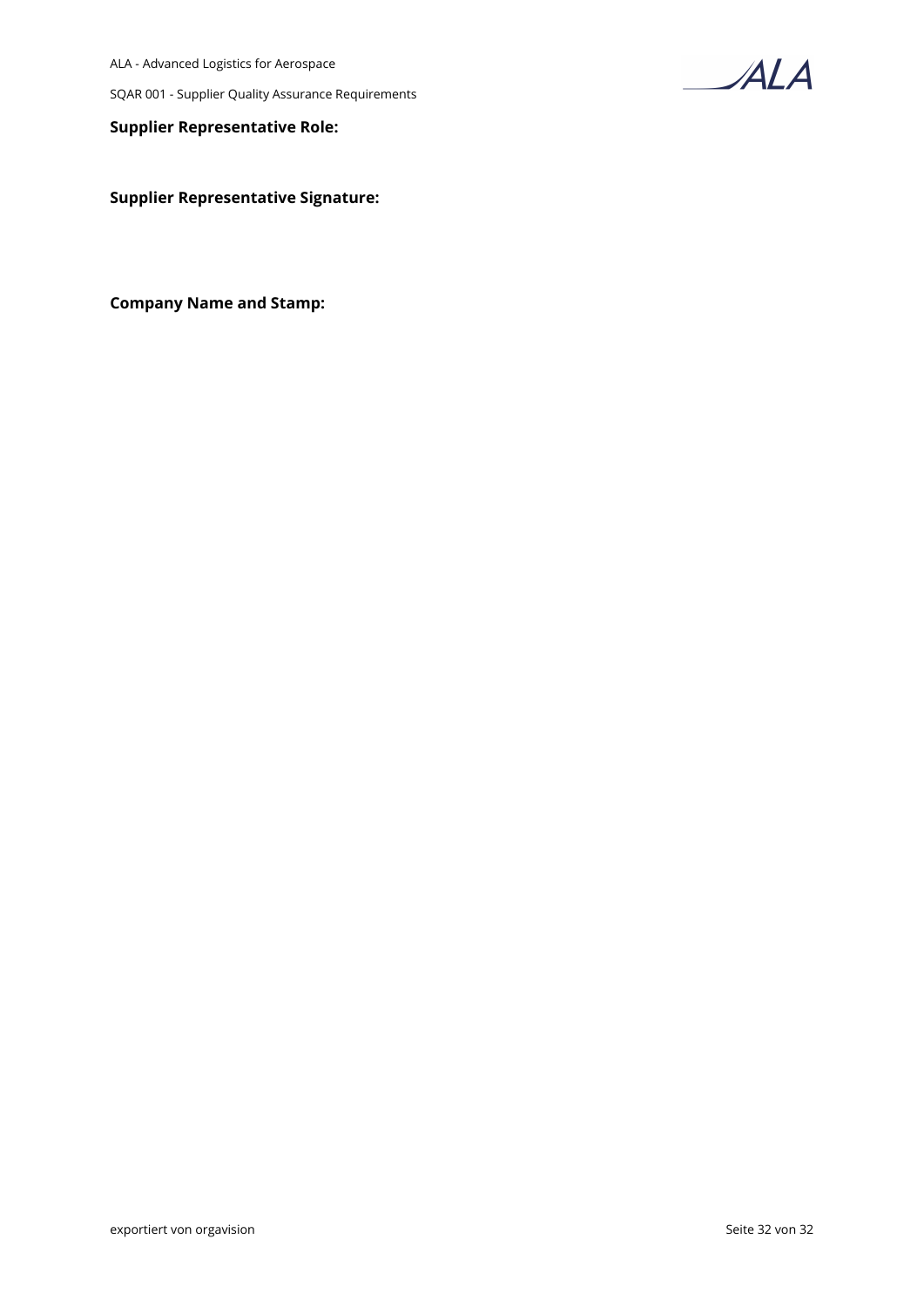**Supplier Representative Role:**

**Supplier Representative Signature:**

**Company Name and Stamp:**